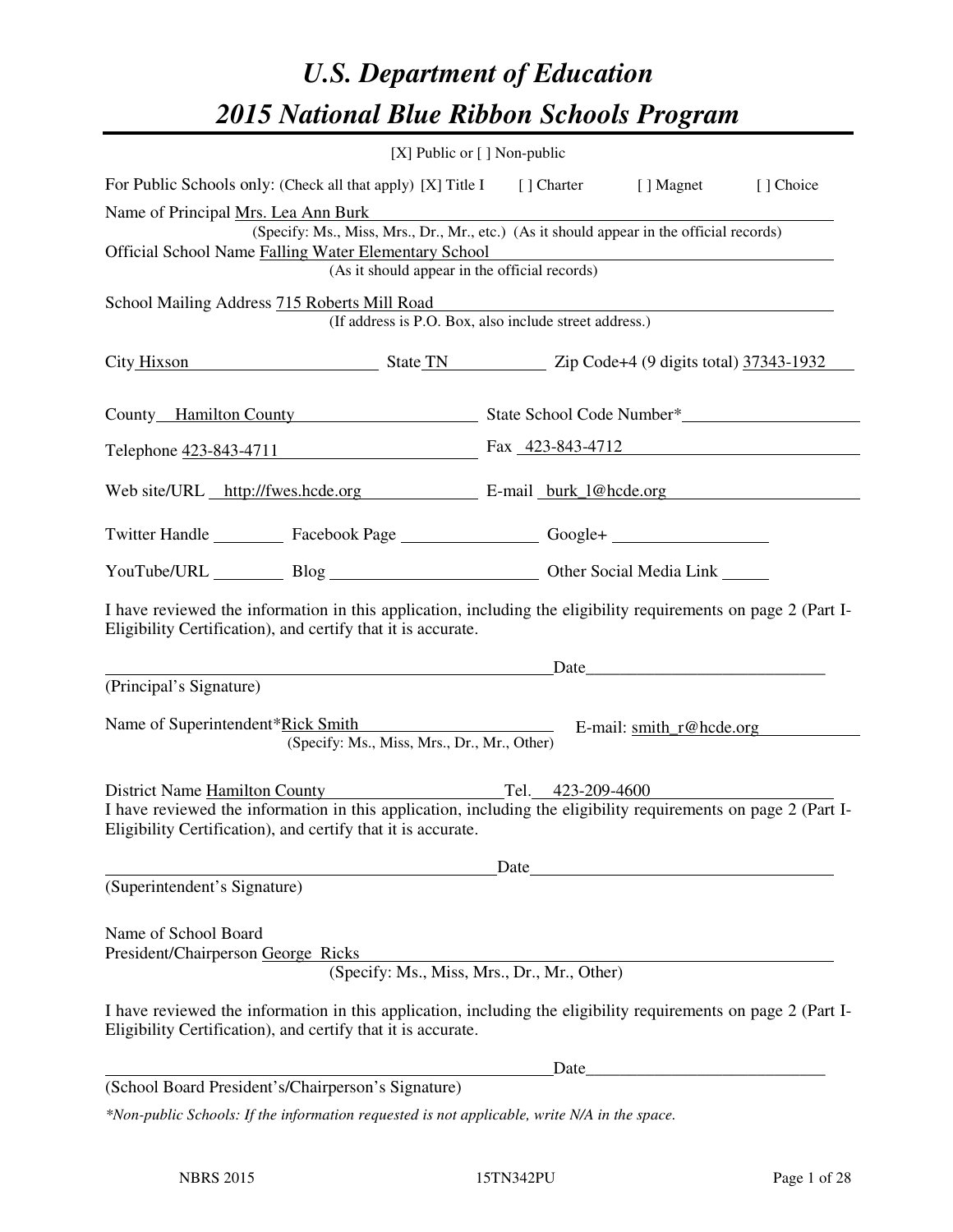# U.S. Department of Education
# 2015 National Blue Ribbon Schools Program

[X] Public or [ ] Non-public

For Public Schools only: (Check all that apply) [X] Title I [ ] Charter [ ] Magnet [ ] Choice

Name of Principal Mrs. Lea Ann Burk
(Specify: Ms., Miss, Mrs., Dr., Mr., etc.) (As it should appear in the official records)

Official School Name Falling Water Elementary School
(As it should appear in the official records)

School Mailing Address 715 Roberts Mill Road
(If address is P.O. Box, also include street address.)

City Hixson State TN Zip Code+4 (9 digits total) 37343-1932

County Hamilton County State School Code Number*

Telephone 423-843-4711 Fax 423-843-4712

Web site/URL http://fwes.hcde.org E-mail burk_l@hcde.org

Twitter Handle Facebook Page Google+

YouTube/URL Blog Other Social Media Link

I have reviewed the information in this application, including the eligibility requirements on page 2 (Part I-Eligibility Certification), and certify that it is accurate.

_______________________________ Date_______________

(Principal's Signature)

Name of Superintendent*Rick Smith E-mail: smith_r@hcde.org
(Specify: Ms., Miss, Mrs., Dr., Mr., Other)

District Name Hamilton County Tel. 423-209-4600

I have reviewed the information in this application, including the eligibility requirements on page 2 (Part I-Eligibility Certification), and certify that it is accurate.

_______________________________ Date_______________

(Superintendent's Signature)

Name of School Board
President/Chairperson George Ricks
(Specify: Ms., Miss, Mrs., Dr., Mr., Other)

I have reviewed the information in this application, including the eligibility requirements on page 2 (Part I-Eligibility Certification), and certify that it is accurate.

_______________________________ Date_______________

(School Board President's/Chairperson's Signature)

*\*Non-public Schools: If the information requested is not applicable, write N/A in the space.*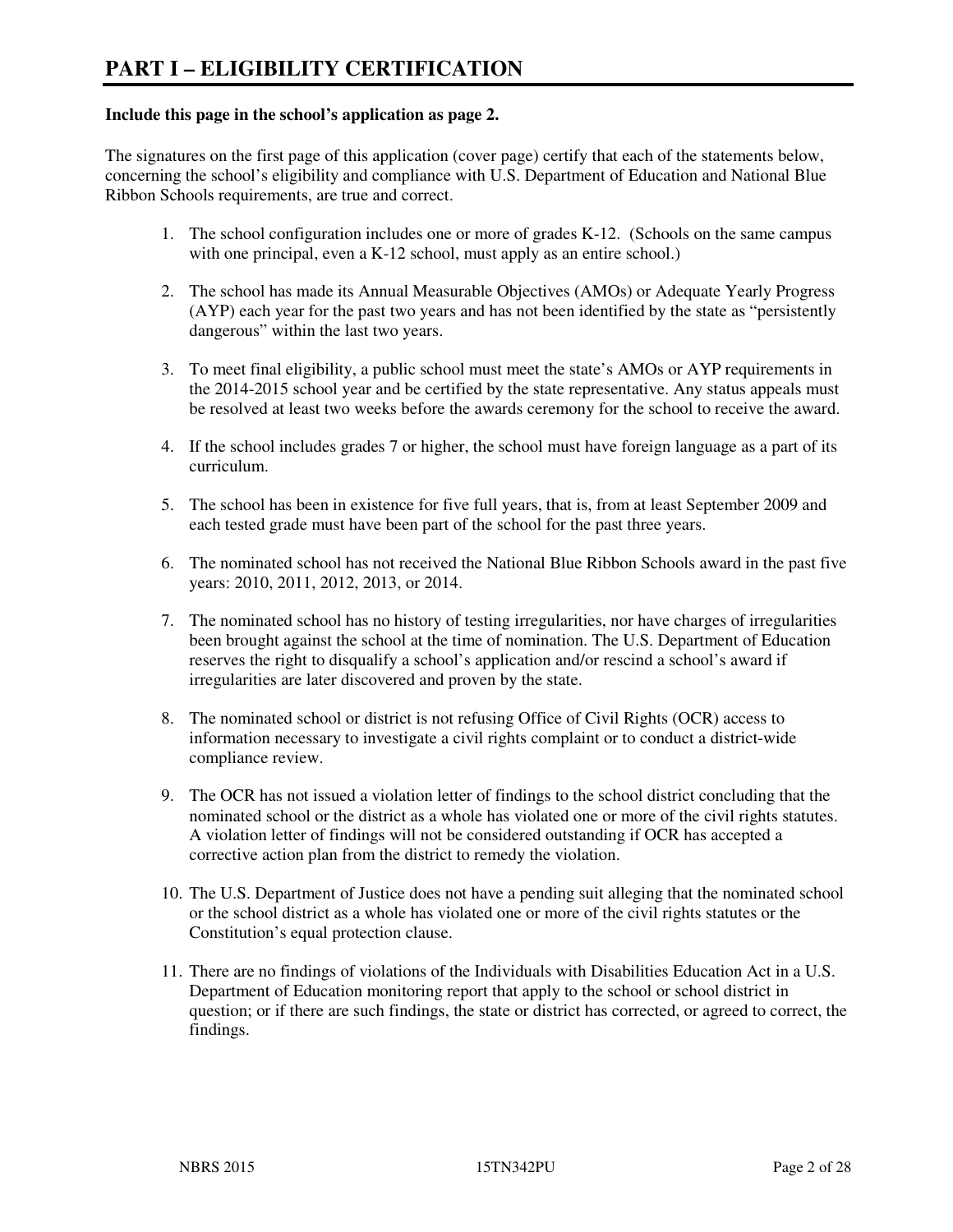# PART I – ELIGIBILITY CERTIFICATION

**Include this page in the school's application as page 2.**

The signatures on the first page of this application (cover page) certify that each of the statements below, concerning the school's eligibility and compliance with U.S. Department of Education and National Blue Ribbon Schools requirements, are true and correct.

1. The school configuration includes one or more of grades K-12. (Schools on the same campus with one principal, even a K-12 school, must apply as an entire school.)

2. The school has made its Annual Measurable Objectives (AMOs) or Adequate Yearly Progress (AYP) each year for the past two years and has not been identified by the state as "persistently dangerous" within the last two years.

3. To meet final eligibility, a public school must meet the state's AMOs or AYP requirements in the 2014-2015 school year and be certified by the state representative. Any status appeals must be resolved at least two weeks before the awards ceremony for the school to receive the award.

4. If the school includes grades 7 or higher, the school must have foreign language as a part of its curriculum.

5. The school has been in existence for five full years, that is, from at least September 2009 and each tested grade must have been part of the school for the past three years.

6. The nominated school has not received the National Blue Ribbon Schools award in the past five years: 2010, 2011, 2012, 2013, or 2014.

7. The nominated school has no history of testing irregularities, nor have charges of irregularities been brought against the school at the time of nomination. The U.S. Department of Education reserves the right to disqualify a school's application and/or rescind a school's award if irregularities are later discovered and proven by the state.

8. The nominated school or district is not refusing Office of Civil Rights (OCR) access to information necessary to investigate a civil rights complaint or to conduct a district-wide compliance review.

9. The OCR has not issued a violation letter of findings to the school district concluding that the nominated school or the district as a whole has violated one or more of the civil rights statutes. A violation letter of findings will not be considered outstanding if OCR has accepted a corrective action plan from the district to remedy the violation.

10. The U.S. Department of Justice does not have a pending suit alleging that the nominated school or the school district as a whole has violated one or more of the civil rights statutes or the Constitution's equal protection clause.

11. There are no findings of violations of the Individuals with Disabilities Education Act in a U.S. Department of Education monitoring report that apply to the school or school district in question; or if there are such findings, the state or district has corrected, or agreed to correct, the findings.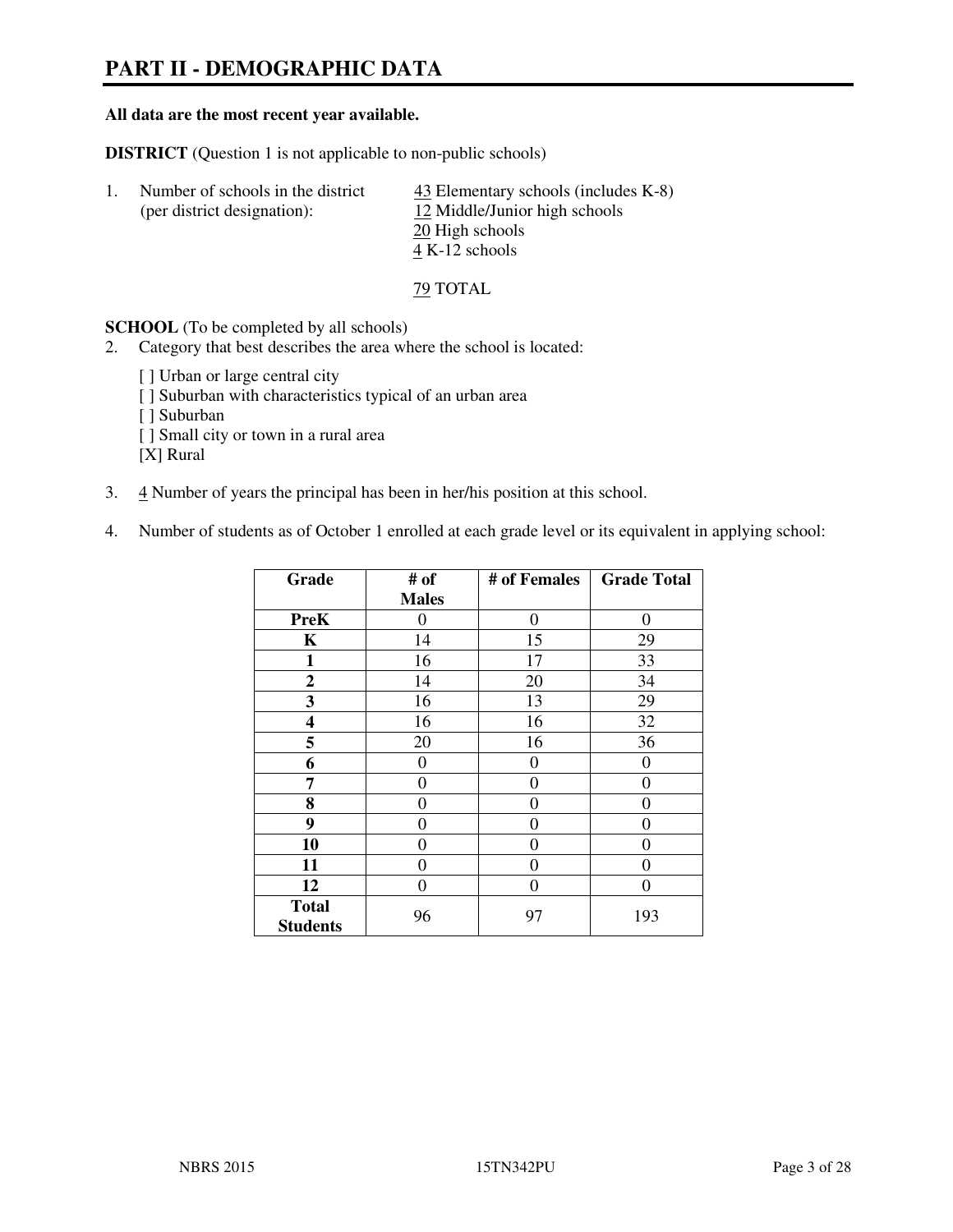# PART II - DEMOGRAPHIC DATA

**All data are the most recent year available.**

**DISTRICT** (Question 1 is not applicable to non-public schools)

1. Number of schools in the district (per district designation):
   - 43 Elementary schools (includes K-8)
   - 12 Middle/Junior high schools
   - 20 High schools
   - 4 K-12 schools

   79 TOTAL

**SCHOOL** (To be completed by all schools)

2. Category that best describes the area where the school is located:

   [ ] Urban or large central city
   [ ] Suburban with characteristics typical of an urban area
   [ ] Suburban
   [ ] Small city or town in a rural area
   [X] Rural

3. 4 Number of years the principal has been in her/his position at this school.

4. Number of students as of October 1 enrolled at each grade level or its equivalent in applying school:

| Grade | # of Males | # of Females | Grade Total |
|---|---|---|---|
| **PreK** | 0 | 0 | 0 |
| **K** | 14 | 15 | 29 |
| **1** | 16 | 17 | 33 |
| **2** | 14 | 20 | 34 |
| **3** | 16 | 13 | 29 |
| **4** | 16 | 16 | 32 |
| **5** | 20 | 16 | 36 |
| **6** | 0 | 0 | 0 |
| **7** | 0 | 0 | 0 |
| **8** | 0 | 0 | 0 |
| **9** | 0 | 0 | 0 |
| **10** | 0 | 0 | 0 |
| **11** | 0 | 0 | 0 |
| **12** | 0 | 0 | 0 |
| **Total Students** | 96 | 97 | 193 |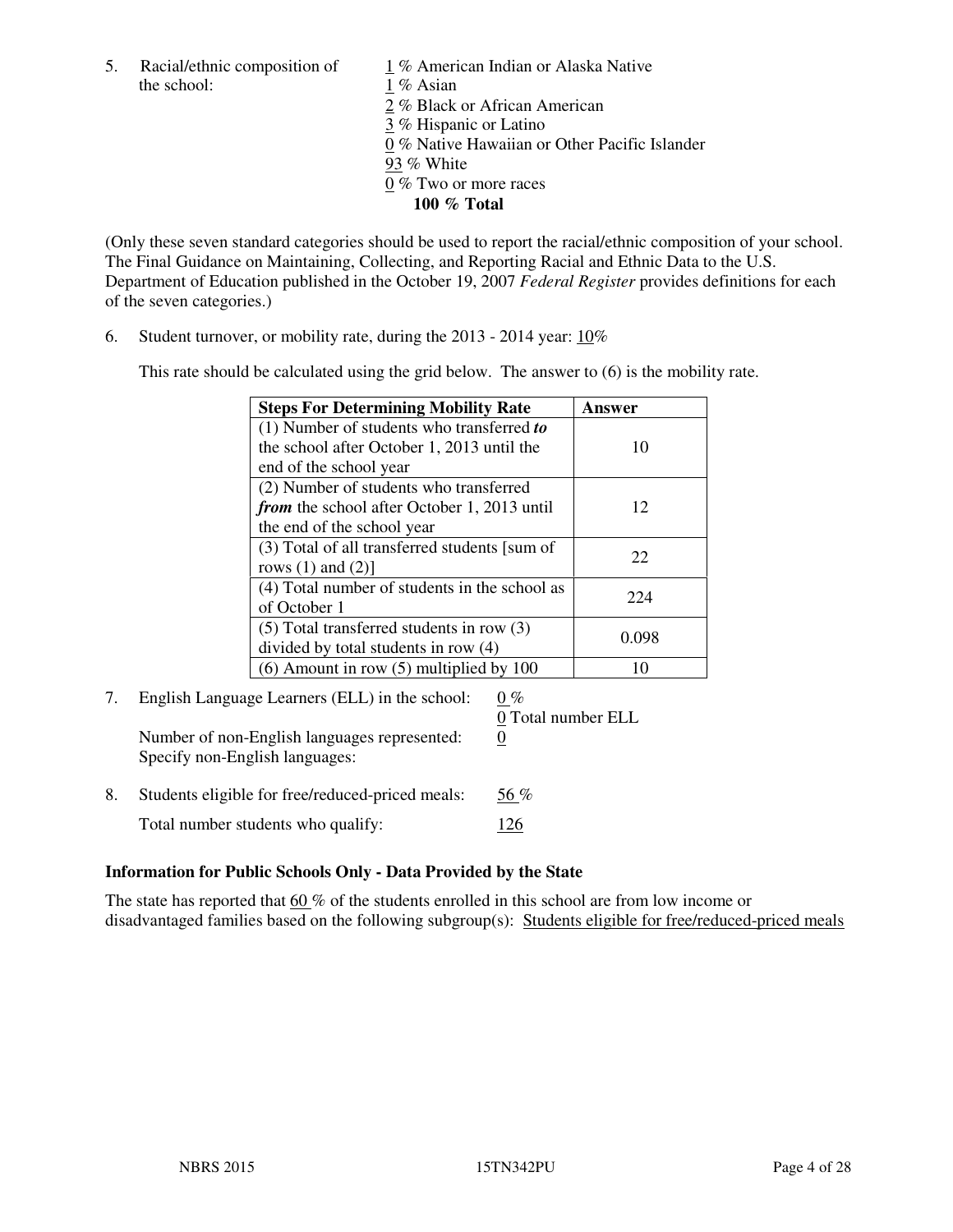5. Racial/ethnic composition of the school:

1 % American Indian or Alaska Native
1 % Asian
2 % Black or African American
3 % Hispanic or Latino
0 % Native Hawaiian or Other Pacific Islander
93 % White
0 % Two or more races
**100 % Total**

(Only these seven standard categories should be used to report the racial/ethnic composition of your school. The Final Guidance on Maintaining, Collecting, and Reporting Racial and Ethnic Data to the U.S. Department of Education published in the October 19, 2007 *Federal Register* provides definitions for each of the seven categories.)

6. Student turnover, or mobility rate, during the 2013 - 2014 year: 10%

This rate should be calculated using the grid below. The answer to (6) is the mobility rate.

| **Steps For Determining Mobility Rate** | **Answer** |
|---|---|
| (1) Number of students who transferred ***to*** the school after October 1, 2013 until the end of the school year | 10 |
| (2) Number of students who transferred ***from*** the school after October 1, 2013 until the end of the school year | 12 |
| (3) Total of all transferred students [sum of rows (1) and (2)] | 22 |
| (4) Total number of students in the school as of October 1 | 224 |
| (5) Total transferred students in row (3) divided by total students in row (4) | 0.098 |
| (6) Amount in row (5) multiplied by 100 | 10 |

7. English Language Learners (ELL) in the school: 0 %
0 Total number ELL
Number of non-English languages represented: 0
Specify non-English languages:

8. Students eligible for free/reduced-priced meals: 56 %
Total number students who qualify: 126

**Information for Public Schools Only - Data Provided by the State**

The state has reported that 60 % of the students enrolled in this school are from low income or disadvantaged families based on the following subgroup(s): Students eligible for free/reduced-priced meals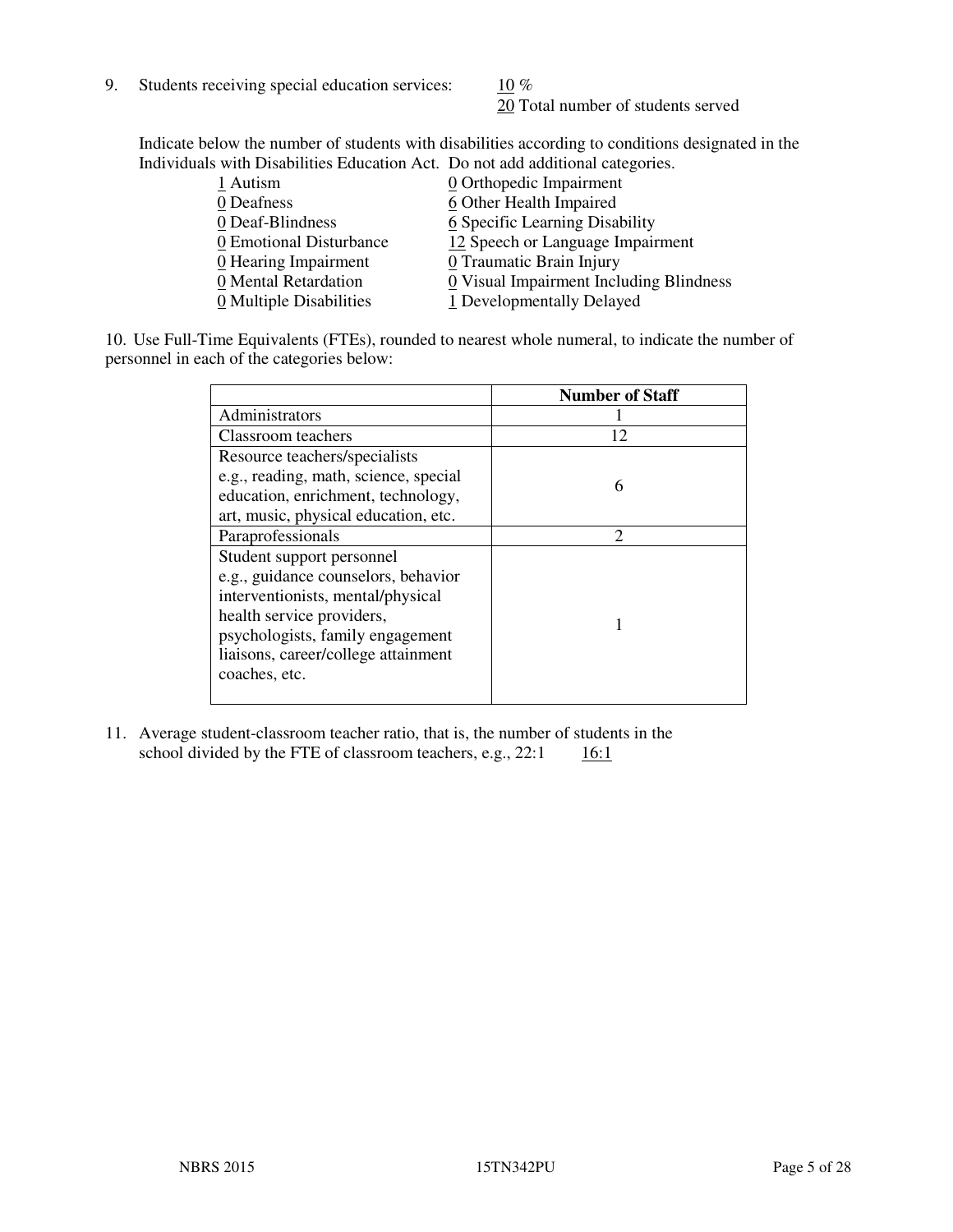9. Students receiving special education services: 10 %
   20 Total number of students served

Indicate below the number of students with disabilities according to conditions designated in the Individuals with Disabilities Education Act. Do not add additional categories.

| | |
|---|---|
| 1 Autism | 0 Orthopedic Impairment |
| 0 Deafness | 6 Other Health Impaired |
| 0 Deaf-Blindness | 6 Specific Learning Disability |
| 0 Emotional Disturbance | 12 Speech or Language Impairment |
| 0 Hearing Impairment | 0 Traumatic Brain Injury |
| 0 Mental Retardation | 0 Visual Impairment Including Blindness |
| 0 Multiple Disabilities | 1 Developmentally Delayed |

10. Use Full-Time Equivalents (FTEs), rounded to nearest whole numeral, to indicate the number of personnel in each of the categories below:

| | **Number of Staff** |
|---|---|
| Administrators | 1 |
| Classroom teachers | 12 |
| Resource teachers/specialists e.g., reading, math, science, special education, enrichment, technology, art, music, physical education, etc. | 6 |
| Paraprofessionals | 2 |
| Student support personnel e.g., guidance counselors, behavior interventionists, mental/physical health service providers, psychologists, family engagement liaisons, career/college attainment coaches, etc. | 1 |

11. Average student-classroom teacher ratio, that is, the number of students in the school divided by the FTE of classroom teachers, e.g., 22:1 16:1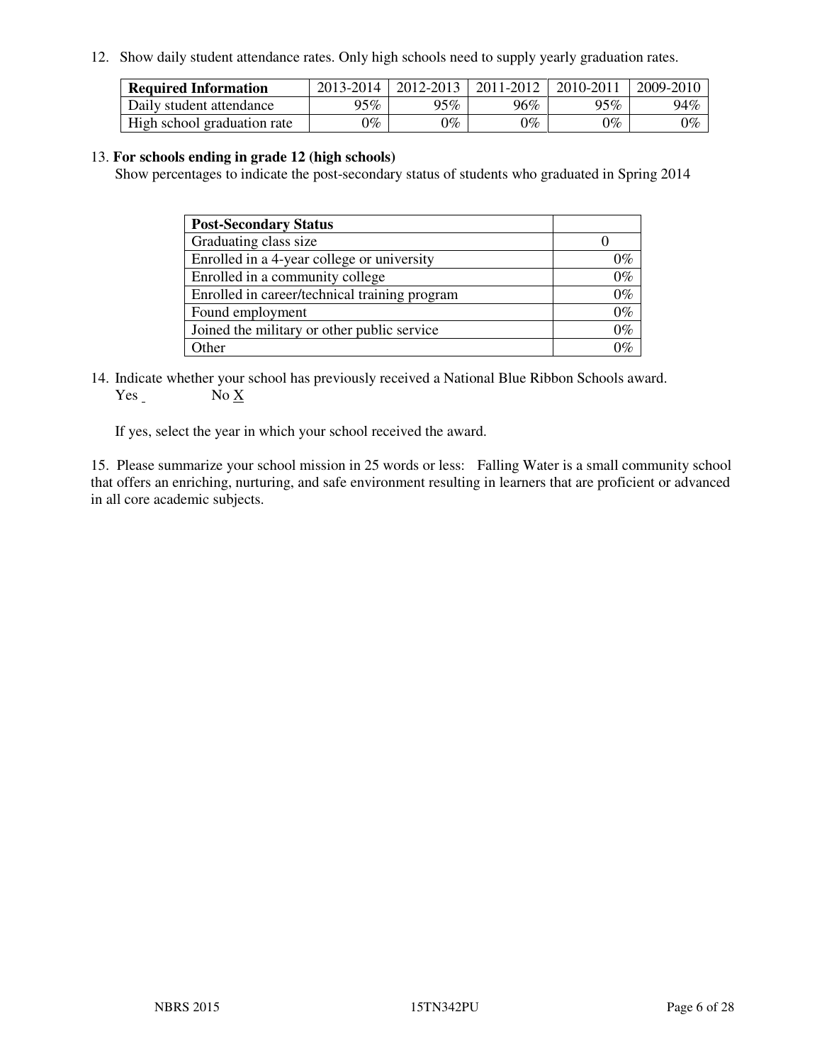12. Show daily student attendance rates. Only high schools need to supply yearly graduation rates.

| Required Information | 2013-2014 | 2012-2013 | 2011-2012 | 2010-2011 | 2009-2010 |
|---|---|---|---|---|---|
| Daily student attendance | 95% | 95% | 96% | 95% | 94% |
| High school graduation rate | 0% | 0% | 0% | 0% | 0% |

13. **For schools ending in grade 12 (high schools)**
Show percentages to indicate the post-secondary status of students who graduated in Spring 2014

| Post-Secondary Status | |
|---|---|
| Graduating class size | 0 |
| Enrolled in a 4-year college or university | 0% |
| Enrolled in a community college | 0% |
| Enrolled in career/technical training program | 0% |
| Found employment | 0% |
| Joined the military or other public service | 0% |
| Other | 0% |

14. Indicate whether your school has previously received a National Blue Ribbon Schools award.
Yes _ No X

If yes, select the year in which your school received the award.

15. Please summarize your school mission in 25 words or less: Falling Water is a small community school that offers an enriching, nurturing, and safe environment resulting in learners that are proficient or advanced in all core academic subjects.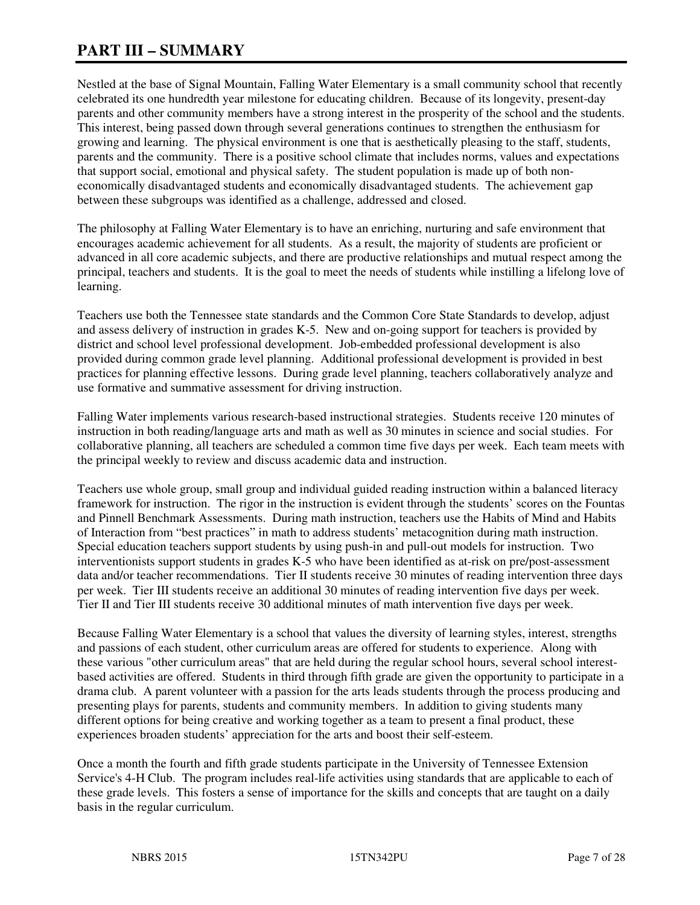# PART III – SUMMARY

Nestled at the base of Signal Mountain, Falling Water Elementary is a small community school that recently celebrated its one hundredth year milestone for educating children. Because of its longevity, present-day parents and other community members have a strong interest in the prosperity of the school and the students. This interest, being passed down through several generations continues to strengthen the enthusiasm for growing and learning. The physical environment is one that is aesthetically pleasing to the staff, students, parents and the community. There is a positive school climate that includes norms, values and expectations that support social, emotional and physical safety. The student population is made up of both non-economically disadvantaged students and economically disadvantaged students. The achievement gap between these subgroups was identified as a challenge, addressed and closed.

The philosophy at Falling Water Elementary is to have an enriching, nurturing and safe environment that encourages academic achievement for all students. As a result, the majority of students are proficient or advanced in all core academic subjects, and there are productive relationships and mutual respect among the principal, teachers and students. It is the goal to meet the needs of students while instilling a lifelong love of learning.

Teachers use both the Tennessee state standards and the Common Core State Standards to develop, adjust and assess delivery of instruction in grades K-5. New and on-going support for teachers is provided by district and school level professional development. Job-embedded professional development is also provided during common grade level planning. Additional professional development is provided in best practices for planning effective lessons. During grade level planning, teachers collaboratively analyze and use formative and summative assessment for driving instruction.

Falling Water implements various research-based instructional strategies. Students receive 120 minutes of instruction in both reading/language arts and math as well as 30 minutes in science and social studies. For collaborative planning, all teachers are scheduled a common time five days per week. Each team meets with the principal weekly to review and discuss academic data and instruction.

Teachers use whole group, small group and individual guided reading instruction within a balanced literacy framework for instruction. The rigor in the instruction is evident through the students' scores on the Fountas and Pinnell Benchmark Assessments. During math instruction, teachers use the Habits of Mind and Habits of Interaction from "best practices" in math to address students' metacognition during math instruction. Special education teachers support students by using push-in and pull-out models for instruction. Two interventionists support students in grades K-5 who have been identified as at-risk on pre/post-assessment data and/or teacher recommendations. Tier II students receive 30 minutes of reading intervention three days per week. Tier III students receive an additional 30 minutes of reading intervention five days per week. Tier II and Tier III students receive 30 additional minutes of math intervention five days per week.

Because Falling Water Elementary is a school that values the diversity of learning styles, interest, strengths and passions of each student, other curriculum areas are offered for students to experience. Along with these various "other curriculum areas" that are held during the regular school hours, several school interest-based activities are offered. Students in third through fifth grade are given the opportunity to participate in a drama club. A parent volunteer with a passion for the arts leads students through the process producing and presenting plays for parents, students and community members. In addition to giving students many different options for being creative and working together as a team to present a final product, these experiences broaden students' appreciation for the arts and boost their self-esteem.

Once a month the fourth and fifth grade students participate in the University of Tennessee Extension Service's 4-H Club. The program includes real-life activities using standards that are applicable to each of these grade levels. This fosters a sense of importance for the skills and concepts that are taught on a daily basis in the regular curriculum.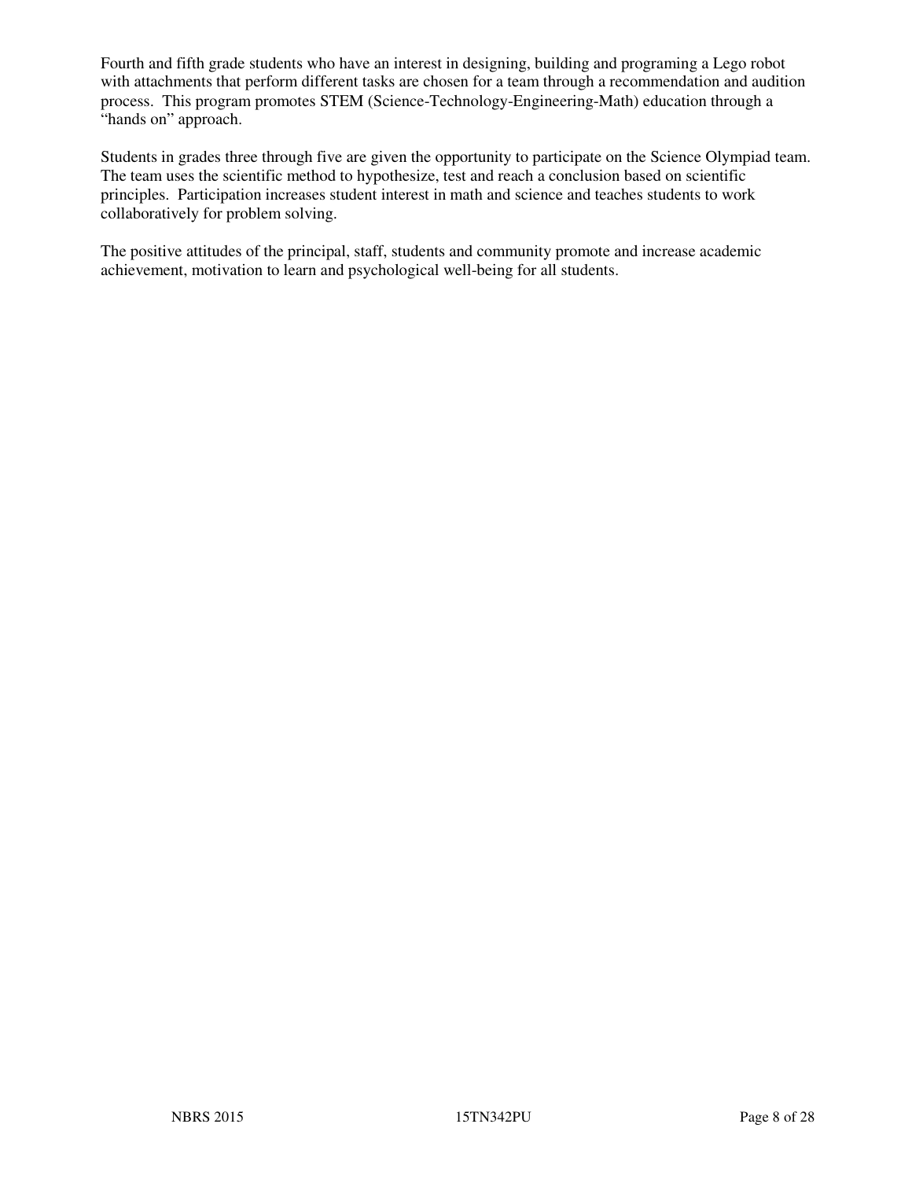Fourth and fifth grade students who have an interest in designing, building and programing a Lego robot with attachments that perform different tasks are chosen for a team through a recommendation and audition process. This program promotes STEM (Science-Technology-Engineering-Math) education through a "hands on" approach.

Students in grades three through five are given the opportunity to participate on the Science Olympiad team. The team uses the scientific method to hypothesize, test and reach a conclusion based on scientific principles. Participation increases student interest in math and science and teaches students to work collaboratively for problem solving.

The positive attitudes of the principal, staff, students and community promote and increase academic achievement, motivation to learn and psychological well-being for all students.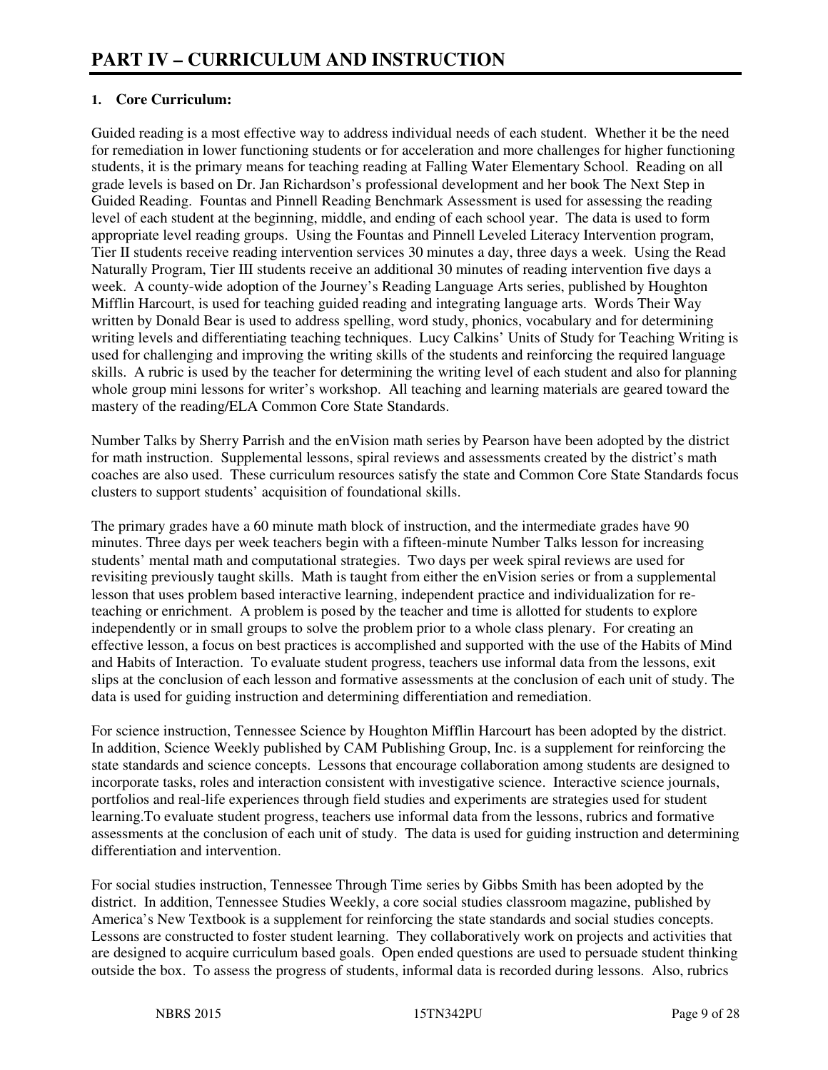# PART IV – CURRICULUM AND INSTRUCTION

**1. Core Curriculum:**

Guided reading is a most effective way to address individual needs of each student. Whether it be the need for remediation in lower functioning students or for acceleration and more challenges for higher functioning students, it is the primary means for teaching reading at Falling Water Elementary School. Reading on all grade levels is based on Dr. Jan Richardson's professional development and her book The Next Step in Guided Reading. Fountas and Pinnell Reading Benchmark Assessment is used for assessing the reading level of each student at the beginning, middle, and ending of each school year. The data is used to form appropriate level reading groups. Using the Fountas and Pinnell Leveled Literacy Intervention program, Tier II students receive reading intervention services 30 minutes a day, three days a week. Using the Read Naturally Program, Tier III students receive an additional 30 minutes of reading intervention five days a week. A county-wide adoption of the Journey's Reading Language Arts series, published by Houghton Mifflin Harcourt, is used for teaching guided reading and integrating language arts. Words Their Way written by Donald Bear is used to address spelling, word study, phonics, vocabulary and for determining writing levels and differentiating teaching techniques. Lucy Calkins' Units of Study for Teaching Writing is used for challenging and improving the writing skills of the students and reinforcing the required language skills. A rubric is used by the teacher for determining the writing level of each student and also for planning whole group mini lessons for writer's workshop. All teaching and learning materials are geared toward the mastery of the reading/ELA Common Core State Standards.

Number Talks by Sherry Parrish and the enVision math series by Pearson have been adopted by the district for math instruction. Supplemental lessons, spiral reviews and assessments created by the district's math coaches are also used. These curriculum resources satisfy the state and Common Core State Standards focus clusters to support students' acquisition of foundational skills.

The primary grades have a 60 minute math block of instruction, and the intermediate grades have 90 minutes. Three days per week teachers begin with a fifteen-minute Number Talks lesson for increasing students' mental math and computational strategies. Two days per week spiral reviews are used for revisiting previously taught skills. Math is taught from either the enVision series or from a supplemental lesson that uses problem based interactive learning, independent practice and individualization for re-teaching or enrichment. A problem is posed by the teacher and time is allotted for students to explore independently or in small groups to solve the problem prior to a whole class plenary. For creating an effective lesson, a focus on best practices is accomplished and supported with the use of the Habits of Mind and Habits of Interaction. To evaluate student progress, teachers use informal data from the lessons, exit slips at the conclusion of each lesson and formative assessments at the conclusion of each unit of study. The data is used for guiding instruction and determining differentiation and remediation.

For science instruction, Tennessee Science by Houghton Mifflin Harcourt has been adopted by the district. In addition, Science Weekly published by CAM Publishing Group, Inc. is a supplement for reinforcing the state standards and science concepts. Lessons that encourage collaboration among students are designed to incorporate tasks, roles and interaction consistent with investigative science. Interactive science journals, portfolios and real-life experiences through field studies and experiments are strategies used for student learning.To evaluate student progress, teachers use informal data from the lessons, rubrics and formative assessments at the conclusion of each unit of study. The data is used for guiding instruction and determining differentiation and intervention.

For social studies instruction, Tennessee Through Time series by Gibbs Smith has been adopted by the district. In addition, Tennessee Studies Weekly, a core social studies classroom magazine, published by America's New Textbook is a supplement for reinforcing the state standards and social studies concepts. Lessons are constructed to foster student learning. They collaboratively work on projects and activities that are designed to acquire curriculum based goals. Open ended questions are used to persuade student thinking outside the box. To assess the progress of students, informal data is recorded during lessons. Also, rubrics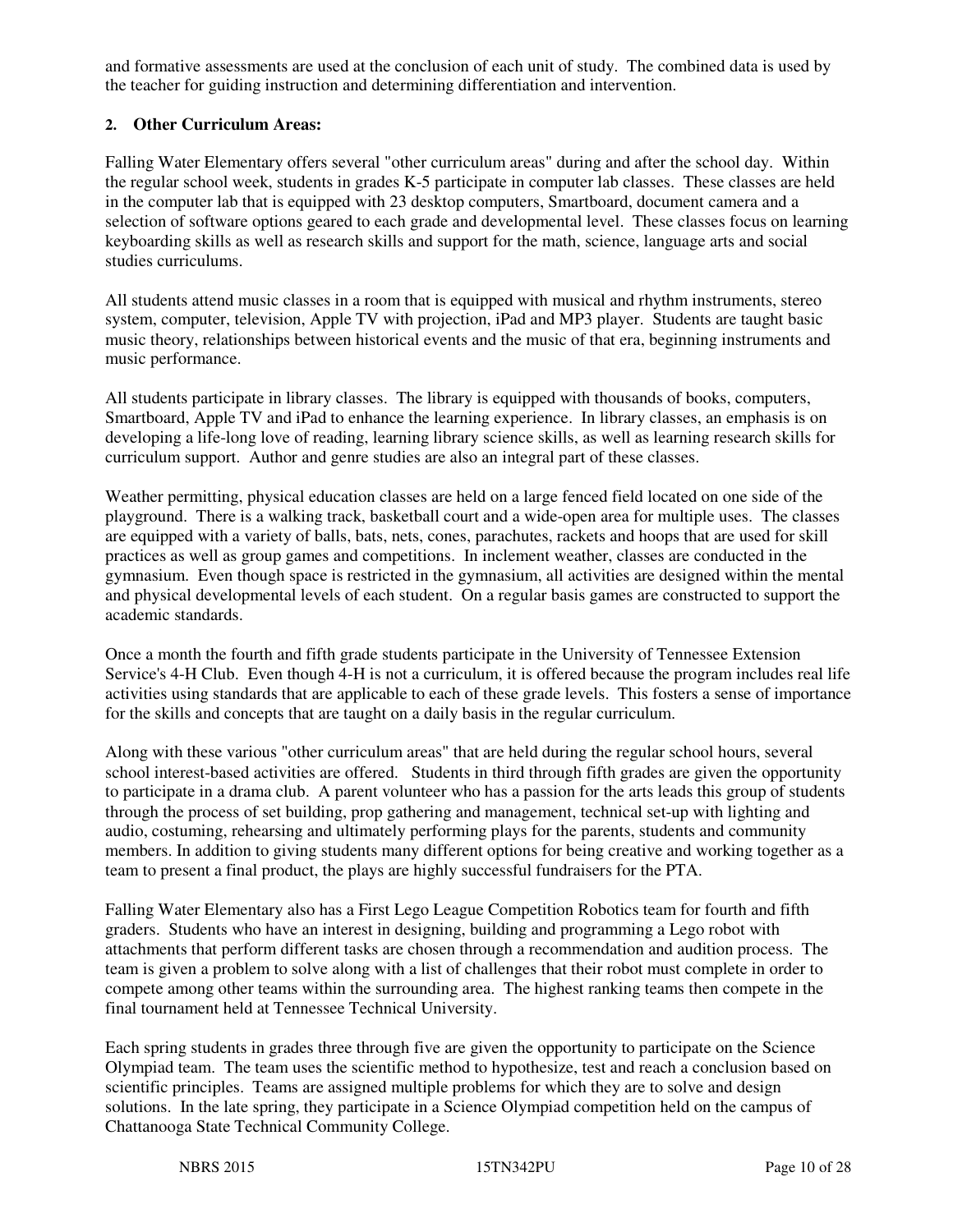and formative assessments are used at the conclusion of each unit of study. The combined data is used by the teacher for guiding instruction and determining differentiation and intervention.

**2. Other Curriculum Areas:**

Falling Water Elementary offers several "other curriculum areas" during and after the school day. Within the regular school week, students in grades K-5 participate in computer lab classes. These classes are held in the computer lab that is equipped with 23 desktop computers, Smartboard, document camera and a selection of software options geared to each grade and developmental level. These classes focus on learning keyboarding skills as well as research skills and support for the math, science, language arts and social studies curriculums.

All students attend music classes in a room that is equipped with musical and rhythm instruments, stereo system, computer, television, Apple TV with projection, iPad and MP3 player. Students are taught basic music theory, relationships between historical events and the music of that era, beginning instruments and music performance.

All students participate in library classes. The library is equipped with thousands of books, computers, Smartboard, Apple TV and iPad to enhance the learning experience. In library classes, an emphasis is on developing a life-long love of reading, learning library science skills, as well as learning research skills for curriculum support. Author and genre studies are also an integral part of these classes.

Weather permitting, physical education classes are held on a large fenced field located on one side of the playground. There is a walking track, basketball court and a wide-open area for multiple uses. The classes are equipped with a variety of balls, bats, nets, cones, parachutes, rackets and hoops that are used for skill practices as well as group games and competitions. In inclement weather, classes are conducted in the gymnasium. Even though space is restricted in the gymnasium, all activities are designed within the mental and physical developmental levels of each student. On a regular basis games are constructed to support the academic standards.

Once a month the fourth and fifth grade students participate in the University of Tennessee Extension Service's 4-H Club. Even though 4-H is not a curriculum, it is offered because the program includes real life activities using standards that are applicable to each of these grade levels. This fosters a sense of importance for the skills and concepts that are taught on a daily basis in the regular curriculum.

Along with these various "other curriculum areas" that are held during the regular school hours, several school interest-based activities are offered. Students in third through fifth grades are given the opportunity to participate in a drama club. A parent volunteer who has a passion for the arts leads this group of students through the process of set building, prop gathering and management, technical set-up with lighting and audio, costuming, rehearsing and ultimately performing plays for the parents, students and community members. In addition to giving students many different options for being creative and working together as a team to present a final product, the plays are highly successful fundraisers for the PTA.

Falling Water Elementary also has a First Lego League Competition Robotics team for fourth and fifth graders. Students who have an interest in designing, building and programming a Lego robot with attachments that perform different tasks are chosen through a recommendation and audition process. The team is given a problem to solve along with a list of challenges that their robot must complete in order to compete among other teams within the surrounding area. The highest ranking teams then compete in the final tournament held at Tennessee Technical University.

Each spring students in grades three through five are given the opportunity to participate on the Science Olympiad team. The team uses the scientific method to hypothesize, test and reach a conclusion based on scientific principles. Teams are assigned multiple problems for which they are to solve and design solutions. In the late spring, they participate in a Science Olympiad competition held on the campus of Chattanooga State Technical Community College.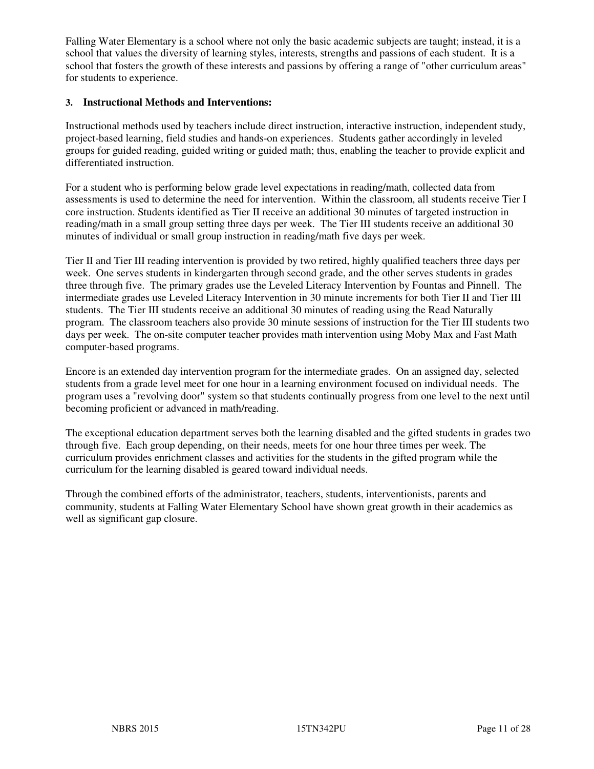Falling Water Elementary is a school where not only the basic academic subjects are taught; instead, it is a school that values the diversity of learning styles, interests, strengths and passions of each student. It is a school that fosters the growth of these interests and passions by offering a range of "other curriculum areas" for students to experience.

### 3. Instructional Methods and Interventions:

Instructional methods used by teachers include direct instruction, interactive instruction, independent study, project-based learning, field studies and hands-on experiences. Students gather accordingly in leveled groups for guided reading, guided writing or guided math; thus, enabling the teacher to provide explicit and differentiated instruction.

For a student who is performing below grade level expectations in reading/math, collected data from assessments is used to determine the need for intervention. Within the classroom, all students receive Tier I core instruction. Students identified as Tier II receive an additional 30 minutes of targeted instruction in reading/math in a small group setting three days per week. The Tier III students receive an additional 30 minutes of individual or small group instruction in reading/math five days per week.

Tier II and Tier III reading intervention is provided by two retired, highly qualified teachers three days per week. One serves students in kindergarten through second grade, and the other serves students in grades three through five. The primary grades use the Leveled Literacy Intervention by Fountas and Pinnell. The intermediate grades use Leveled Literacy Intervention in 30 minute increments for both Tier II and Tier III students. The Tier III students receive an additional 30 minutes of reading using the Read Naturally program. The classroom teachers also provide 30 minute sessions of instruction for the Tier III students two days per week. The on-site computer teacher provides math intervention using Moby Max and Fast Math computer-based programs.

Encore is an extended day intervention program for the intermediate grades. On an assigned day, selected students from a grade level meet for one hour in a learning environment focused on individual needs. The program uses a "revolving door" system so that students continually progress from one level to the next until becoming proficient or advanced in math/reading.

The exceptional education department serves both the learning disabled and the gifted students in grades two through five. Each group depending, on their needs, meets for one hour three times per week. The curriculum provides enrichment classes and activities for the students in the gifted program while the curriculum for the learning disabled is geared toward individual needs.

Through the combined efforts of the administrator, teachers, students, interventionists, parents and community, students at Falling Water Elementary School have shown great growth in their academics as well as significant gap closure.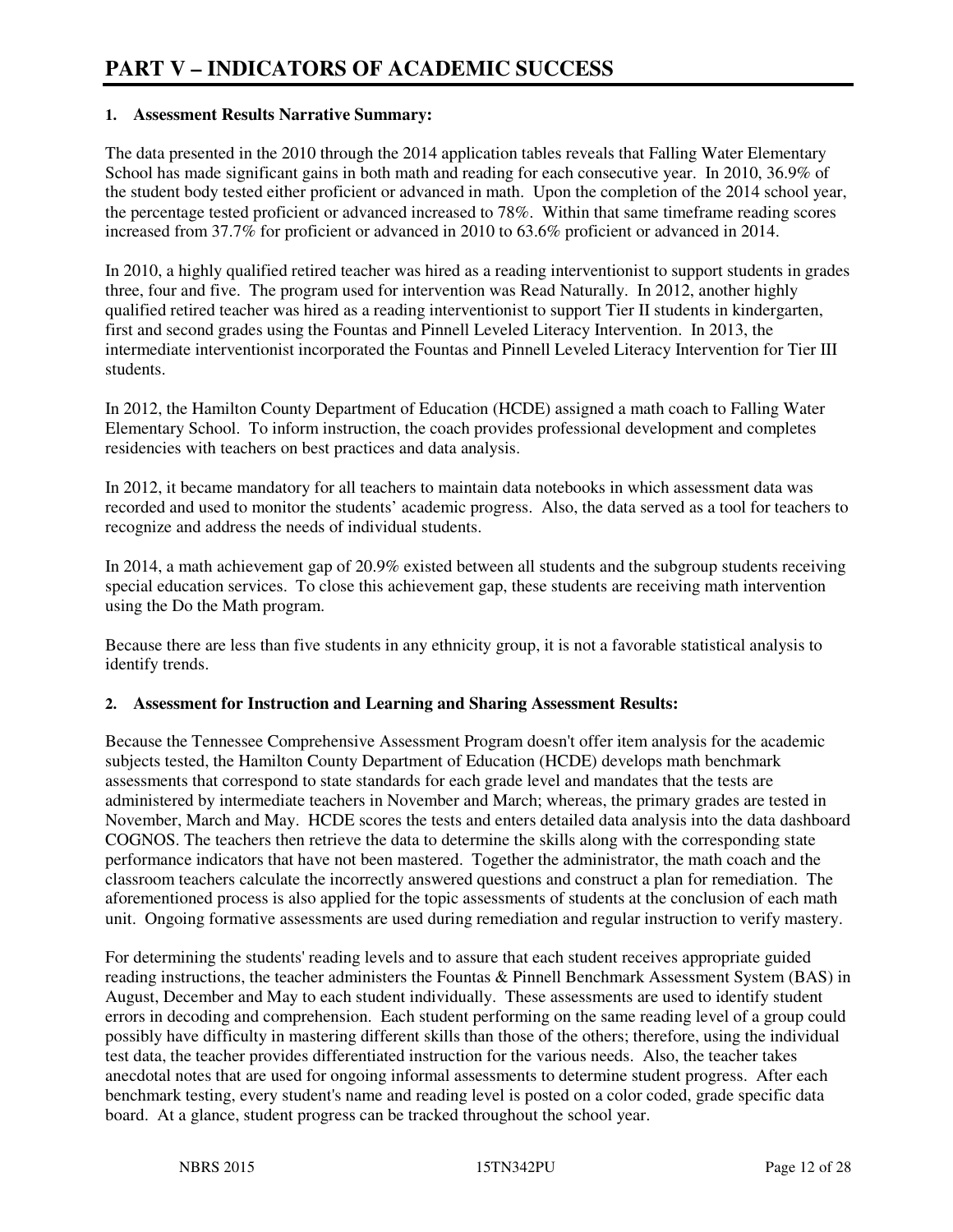# PART V – INDICATORS OF ACADEMIC SUCCESS

**1. Assessment Results Narrative Summary:**

The data presented in the 2010 through the 2014 application tables reveals that Falling Water Elementary School has made significant gains in both math and reading for each consecutive year. In 2010, 36.9% of the student body tested either proficient or advanced in math. Upon the completion of the 2014 school year, the percentage tested proficient or advanced increased to 78%. Within that same timeframe reading scores increased from 37.7% for proficient or advanced in 2010 to 63.6% proficient or advanced in 2014.

In 2010, a highly qualified retired teacher was hired as a reading interventionist to support students in grades three, four and five. The program used for intervention was Read Naturally. In 2012, another highly qualified retired teacher was hired as a reading interventionist to support Tier II students in kindergarten, first and second grades using the Fountas and Pinnell Leveled Literacy Intervention. In 2013, the intermediate interventionist incorporated the Fountas and Pinnell Leveled Literacy Intervention for Tier III students.

In 2012, the Hamilton County Department of Education (HCDE) assigned a math coach to Falling Water Elementary School. To inform instruction, the coach provides professional development and completes residencies with teachers on best practices and data analysis.

In 2012, it became mandatory for all teachers to maintain data notebooks in which assessment data was recorded and used to monitor the students' academic progress. Also, the data served as a tool for teachers to recognize and address the needs of individual students.

In 2014, a math achievement gap of 20.9% existed between all students and the subgroup students receiving special education services. To close this achievement gap, these students are receiving math intervention using the Do the Math program.

Because there are less than five students in any ethnicity group, it is not a favorable statistical analysis to identify trends.

**2. Assessment for Instruction and Learning and Sharing Assessment Results:**

Because the Tennessee Comprehensive Assessment Program doesn't offer item analysis for the academic subjects tested, the Hamilton County Department of Education (HCDE) develops math benchmark assessments that correspond to state standards for each grade level and mandates that the tests are administered by intermediate teachers in November and March; whereas, the primary grades are tested in November, March and May. HCDE scores the tests and enters detailed data analysis into the data dashboard COGNOS. The teachers then retrieve the data to determine the skills along with the corresponding state performance indicators that have not been mastered. Together the administrator, the math coach and the classroom teachers calculate the incorrectly answered questions and construct a plan for remediation. The aforementioned process is also applied for the topic assessments of students at the conclusion of each math unit. Ongoing formative assessments are used during remediation and regular instruction to verify mastery.

For determining the students' reading levels and to assure that each student receives appropriate guided reading instructions, the teacher administers the Fountas & Pinnell Benchmark Assessment System (BAS) in August, December and May to each student individually. These assessments are used to identify student errors in decoding and comprehension. Each student performing on the same reading level of a group could possibly have difficulty in mastering different skills than those of the others; therefore, using the individual test data, the teacher provides differentiated instruction for the various needs. Also, the teacher takes anecdotal notes that are used for ongoing informal assessments to determine student progress. After each benchmark testing, every student's name and reading level is posted on a color coded, grade specific data board. At a glance, student progress can be tracked throughout the school year.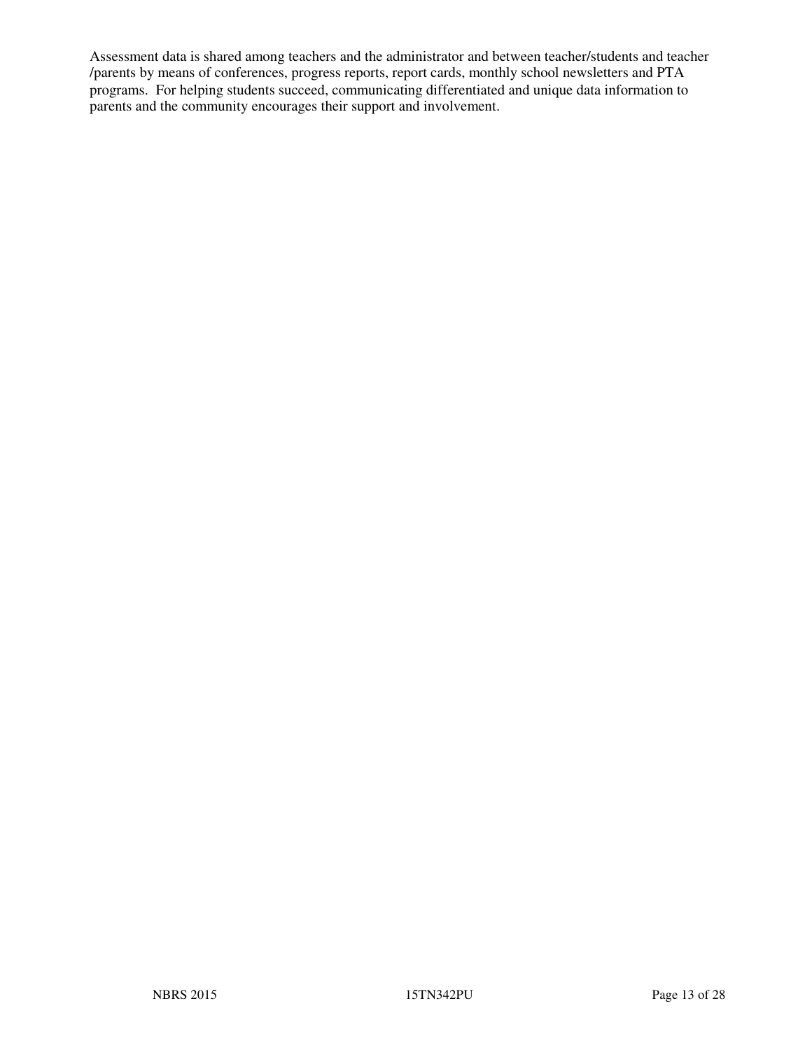Assessment data is shared among teachers and the administrator and between teacher/students and teacher /parents by means of conferences, progress reports, report cards, monthly school newsletters and PTA programs. For helping students succeed, communicating differentiated and unique data information to parents and the community encourages their support and involvement.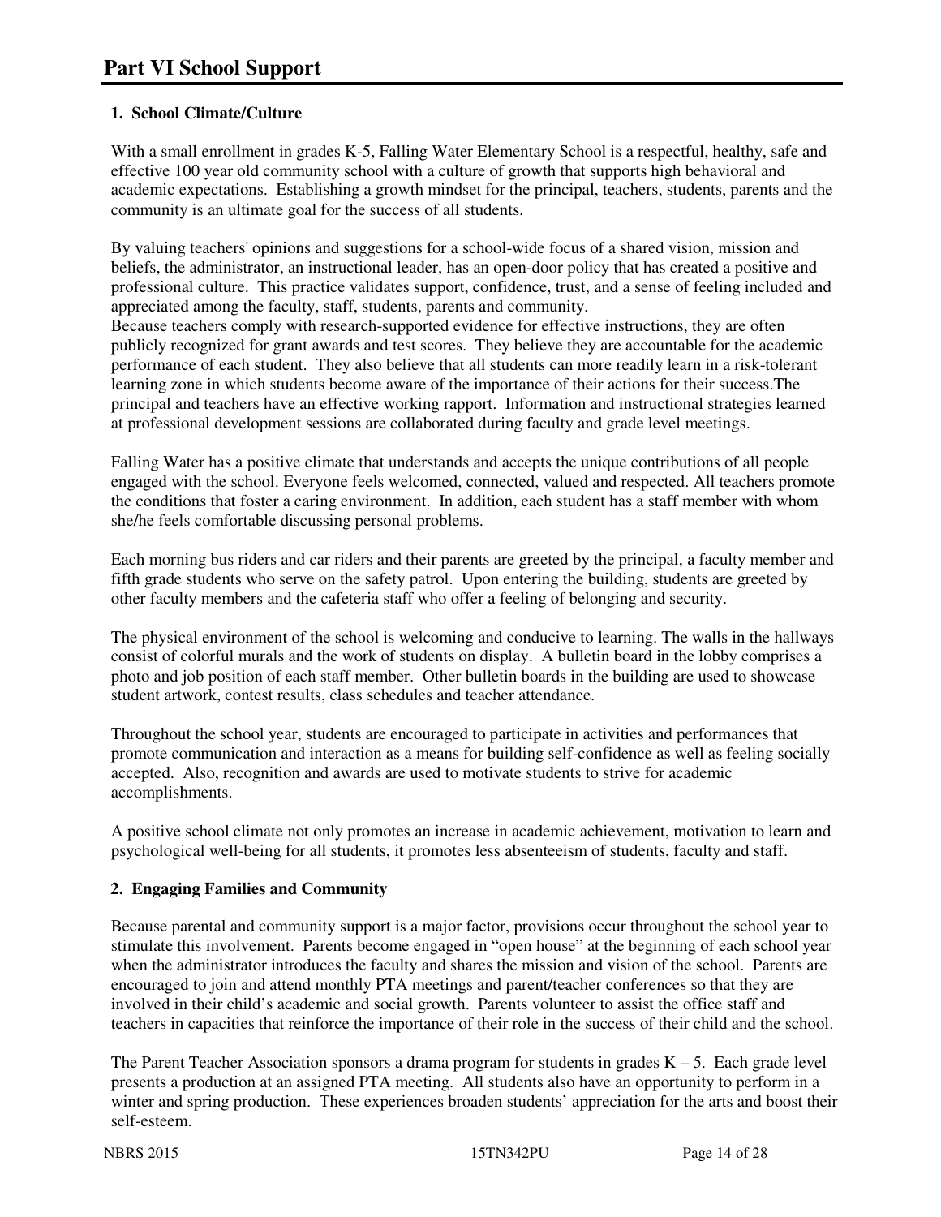# Part VI School Support

### 1. School Climate/Culture

With a small enrollment in grades K-5, Falling Water Elementary School is a respectful, healthy, safe and effective 100 year old community school with a culture of growth that supports high behavioral and academic expectations. Establishing a growth mindset for the principal, teachers, students, parents and the community is an ultimate goal for the success of all students.

By valuing teachers' opinions and suggestions for a school-wide focus of a shared vision, mission and beliefs, the administrator, an instructional leader, has an open-door policy that has created a positive and professional culture. This practice validates support, confidence, trust, and a sense of feeling included and appreciated among the faculty, staff, students, parents and community.
Because teachers comply with research-supported evidence for effective instructions, they are often publicly recognized for grant awards and test scores. They believe they are accountable for the academic performance of each student. They also believe that all students can more readily learn in a risk-tolerant learning zone in which students become aware of the importance of their actions for their success.The principal and teachers have an effective working rapport. Information and instructional strategies learned at professional development sessions are collaborated during faculty and grade level meetings.

Falling Water has a positive climate that understands and accepts the unique contributions of all people engaged with the school. Everyone feels welcomed, connected, valued and respected. All teachers promote the conditions that foster a caring environment. In addition, each student has a staff member with whom she/he feels comfortable discussing personal problems.

Each morning bus riders and car riders and their parents are greeted by the principal, a faculty member and fifth grade students who serve on the safety patrol. Upon entering the building, students are greeted by other faculty members and the cafeteria staff who offer a feeling of belonging and security.

The physical environment of the school is welcoming and conducive to learning. The walls in the hallways consist of colorful murals and the work of students on display. A bulletin board in the lobby comprises a photo and job position of each staff member. Other bulletin boards in the building are used to showcase student artwork, contest results, class schedules and teacher attendance.

Throughout the school year, students are encouraged to participate in activities and performances that promote communication and interaction as a means for building self-confidence as well as feeling socially accepted. Also, recognition and awards are used to motivate students to strive for academic accomplishments.

A positive school climate not only promotes an increase in academic achievement, motivation to learn and psychological well-being for all students, it promotes less absenteeism of students, faculty and staff.

### 2. Engaging Families and Community

Because parental and community support is a major factor, provisions occur throughout the school year to stimulate this involvement. Parents become engaged in "open house" at the beginning of each school year when the administrator introduces the faculty and shares the mission and vision of the school. Parents are encouraged to join and attend monthly PTA meetings and parent/teacher conferences so that they are involved in their child's academic and social growth. Parents volunteer to assist the office staff and teachers in capacities that reinforce the importance of their role in the success of their child and the school.

The Parent Teacher Association sponsors a drama program for students in grades K – 5. Each grade level presents a production at an assigned PTA meeting. All students also have an opportunity to perform in a winter and spring production. These experiences broaden students' appreciation for the arts and boost their self-esteem.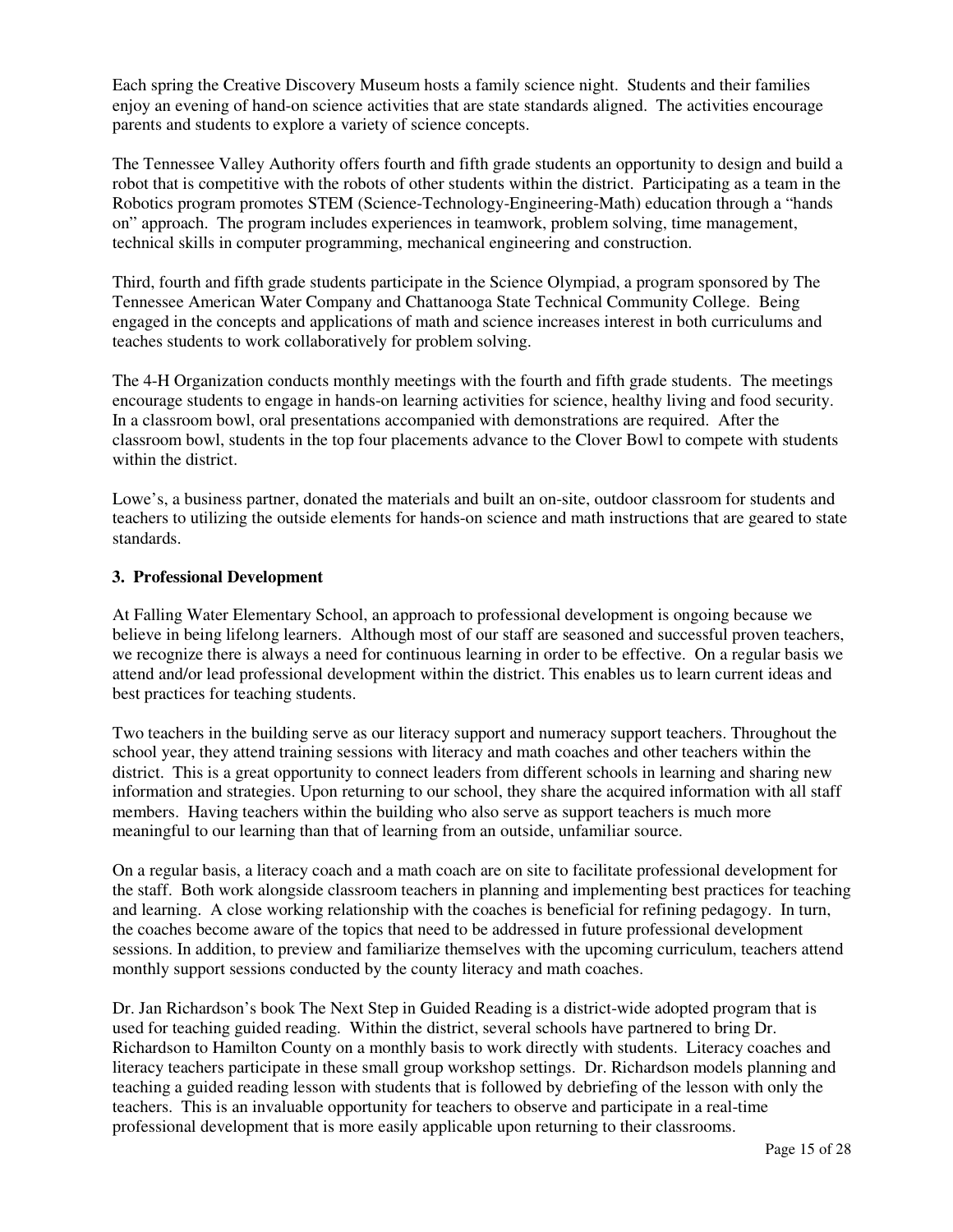Each spring the Creative Discovery Museum hosts a family science night. Students and their families enjoy an evening of hand-on science activities that are state standards aligned. The activities encourage parents and students to explore a variety of science concepts.

The Tennessee Valley Authority offers fourth and fifth grade students an opportunity to design and build a robot that is competitive with the robots of other students within the district. Participating as a team in the Robotics program promotes STEM (Science-Technology-Engineering-Math) education through a "hands on" approach. The program includes experiences in teamwork, problem solving, time management, technical skills in computer programming, mechanical engineering and construction.

Third, fourth and fifth grade students participate in the Science Olympiad, a program sponsored by The Tennessee American Water Company and Chattanooga State Technical Community College. Being engaged in the concepts and applications of math and science increases interest in both curriculums and teaches students to work collaboratively for problem solving.

The 4-H Organization conducts monthly meetings with the fourth and fifth grade students. The meetings encourage students to engage in hands-on learning activities for science, healthy living and food security. In a classroom bowl, oral presentations accompanied with demonstrations are required. After the classroom bowl, students in the top four placements advance to the Clover Bowl to compete with students within the district.

Lowe's, a business partner, donated the materials and built an on-site, outdoor classroom for students and teachers to utilizing the outside elements for hands-on science and math instructions that are geared to state standards.

**3. Professional Development**

At Falling Water Elementary School, an approach to professional development is ongoing because we believe in being lifelong learners. Although most of our staff are seasoned and successful proven teachers, we recognize there is always a need for continuous learning in order to be effective. On a regular basis we attend and/or lead professional development within the district. This enables us to learn current ideas and best practices for teaching students.

Two teachers in the building serve as our literacy support and numeracy support teachers. Throughout the school year, they attend training sessions with literacy and math coaches and other teachers within the district. This is a great opportunity to connect leaders from different schools in learning and sharing new information and strategies. Upon returning to our school, they share the acquired information with all staff members. Having teachers within the building who also serve as support teachers is much more meaningful to our learning than that of learning from an outside, unfamiliar source.

On a regular basis, a literacy coach and a math coach are on site to facilitate professional development for the staff. Both work alongside classroom teachers in planning and implementing best practices for teaching and learning. A close working relationship with the coaches is beneficial for refining pedagogy. In turn, the coaches become aware of the topics that need to be addressed in future professional development sessions. In addition, to preview and familiarize themselves with the upcoming curriculum, teachers attend monthly support sessions conducted by the county literacy and math coaches.

Dr. Jan Richardson's book The Next Step in Guided Reading is a district-wide adopted program that is used for teaching guided reading. Within the district, several schools have partnered to bring Dr. Richardson to Hamilton County on a monthly basis to work directly with students. Literacy coaches and literacy teachers participate in these small group workshop settings. Dr. Richardson models planning and teaching a guided reading lesson with students that is followed by debriefing of the lesson with only the teachers. This is an invaluable opportunity for teachers to observe and participate in a real-time professional development that is more easily applicable upon returning to their classrooms.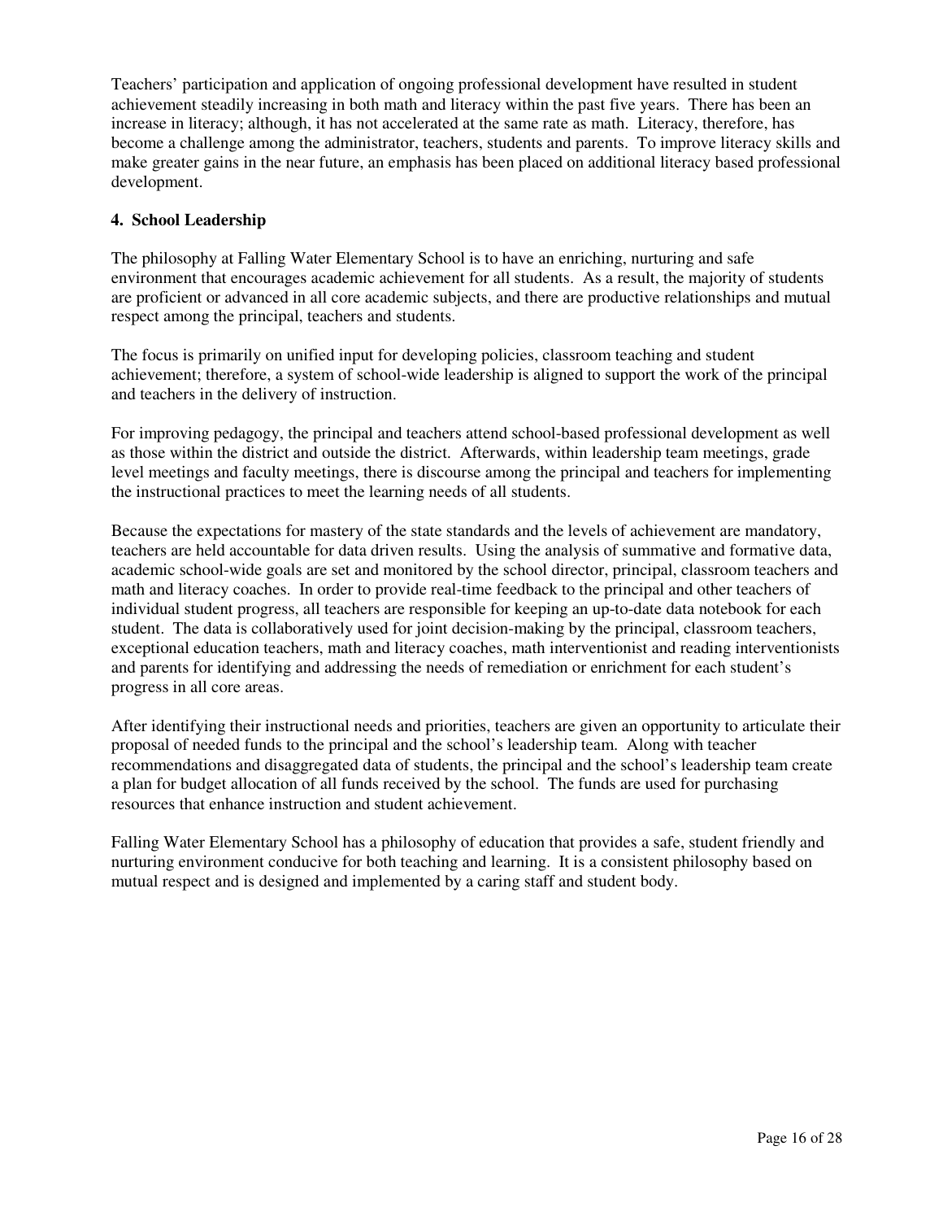Teachers' participation and application of ongoing professional development have resulted in student achievement steadily increasing in both math and literacy within the past five years. There has been an increase in literacy; although, it has not accelerated at the same rate as math. Literacy, therefore, has become a challenge among the administrator, teachers, students and parents. To improve literacy skills and make greater gains in the near future, an emphasis has been placed on additional literacy based professional development.

**4. School Leadership**

The philosophy at Falling Water Elementary School is to have an enriching, nurturing and safe environment that encourages academic achievement for all students. As a result, the majority of students are proficient or advanced in all core academic subjects, and there are productive relationships and mutual respect among the principal, teachers and students.

The focus is primarily on unified input for developing policies, classroom teaching and student achievement; therefore, a system of school-wide leadership is aligned to support the work of the principal and teachers in the delivery of instruction.

For improving pedagogy, the principal and teachers attend school-based professional development as well as those within the district and outside the district. Afterwards, within leadership team meetings, grade level meetings and faculty meetings, there is discourse among the principal and teachers for implementing the instructional practices to meet the learning needs of all students.

Because the expectations for mastery of the state standards and the levels of achievement are mandatory, teachers are held accountable for data driven results. Using the analysis of summative and formative data, academic school-wide goals are set and monitored by the school director, principal, classroom teachers and math and literacy coaches. In order to provide real-time feedback to the principal and other teachers of individual student progress, all teachers are responsible for keeping an up-to-date data notebook for each student. The data is collaboratively used for joint decision-making by the principal, classroom teachers, exceptional education teachers, math and literacy coaches, math interventionist and reading interventionists and parents for identifying and addressing the needs of remediation or enrichment for each student's progress in all core areas.

After identifying their instructional needs and priorities, teachers are given an opportunity to articulate their proposal of needed funds to the principal and the school's leadership team. Along with teacher recommendations and disaggregated data of students, the principal and the school's leadership team create a plan for budget allocation of all funds received by the school. The funds are used for purchasing resources that enhance instruction and student achievement.

Falling Water Elementary School has a philosophy of education that provides a safe, student friendly and nurturing environment conducive for both teaching and learning. It is a consistent philosophy based on mutual respect and is designed and implemented by a caring staff and student body.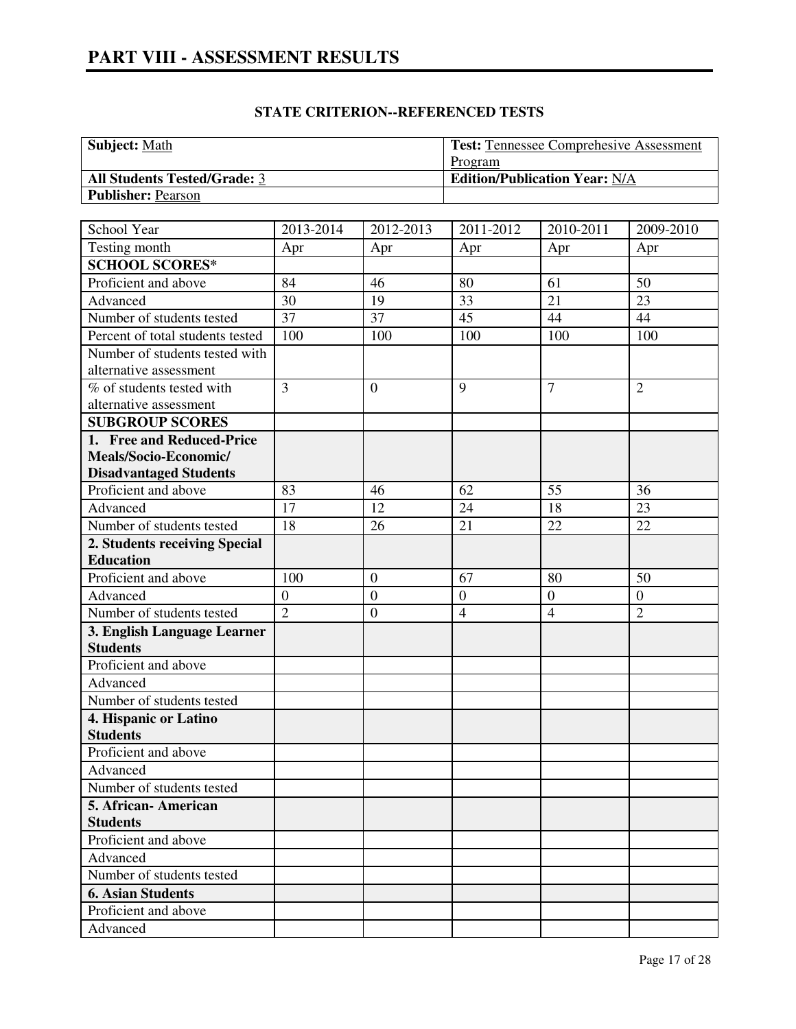# PART VIII - ASSESSMENT RESULTS

**STATE CRITERION--REFERENCED TESTS**

| **Subject:** Math | **Test:** Tennessee Comprehesive Assessment Program |
|---|---|
| **All Students Tested/Grade:** 3 | **Edition/Publication Year:** N/A |
| **Publisher:** Pearson | |

| School Year | 2013-2014 | 2012-2013 | 2011-2012 | 2010-2011 | 2009-2010 |
|---|---|---|---|---|---|
| Testing month | Apr | Apr | Apr | Apr | Apr |
| **SCHOOL SCORES*** | | | | | |
| Proficient and above | 84 | 46 | 80 | 61 | 50 |
| Advanced | 30 | 19 | 33 | 21 | 23 |
| Number of students tested | 37 | 37 | 45 | 44 | 44 |
| Percent of total students tested | 100 | 100 | 100 | 100 | 100 |
| Number of students tested with alternative assessment | | | | | |
| % of students tested with alternative assessment | 3 | 0 | 9 | 7 | 2 |
| **SUBGROUP SCORES** | | | | | |
| **1. Free and Reduced-Price Meals/Socio-Economic/ Disadvantaged Students** | | | | | |
| Proficient and above | 83 | 46 | 62 | 55 | 36 |
| Advanced | 17 | 12 | 24 | 18 | 23 |
| Number of students tested | 18 | 26 | 21 | 22 | 22 |
| **2. Students receiving Special Education** | | | | | |
| Proficient and above | 100 | 0 | 67 | 80 | 50 |
| Advanced | 0 | 0 | 0 | 0 | 0 |
| Number of students tested | 2 | 0 | 4 | 4 | 2 |
| **3. English Language Learner Students** | | | | | |
| Proficient and above | | | | | |
| Advanced | | | | | |
| Number of students tested | | | | | |
| **4. Hispanic or Latino Students** | | | | | |
| Proficient and above | | | | | |
| Advanced | | | | | |
| Number of students tested | | | | | |
| **5. African- American Students** | | | | | |
| Proficient and above | | | | | |
| Advanced | | | | | |
| Number of students tested | | | | | |
| **6. Asian Students** | | | | | |
| Proficient and above | | | | | |
| Advanced | | | | | |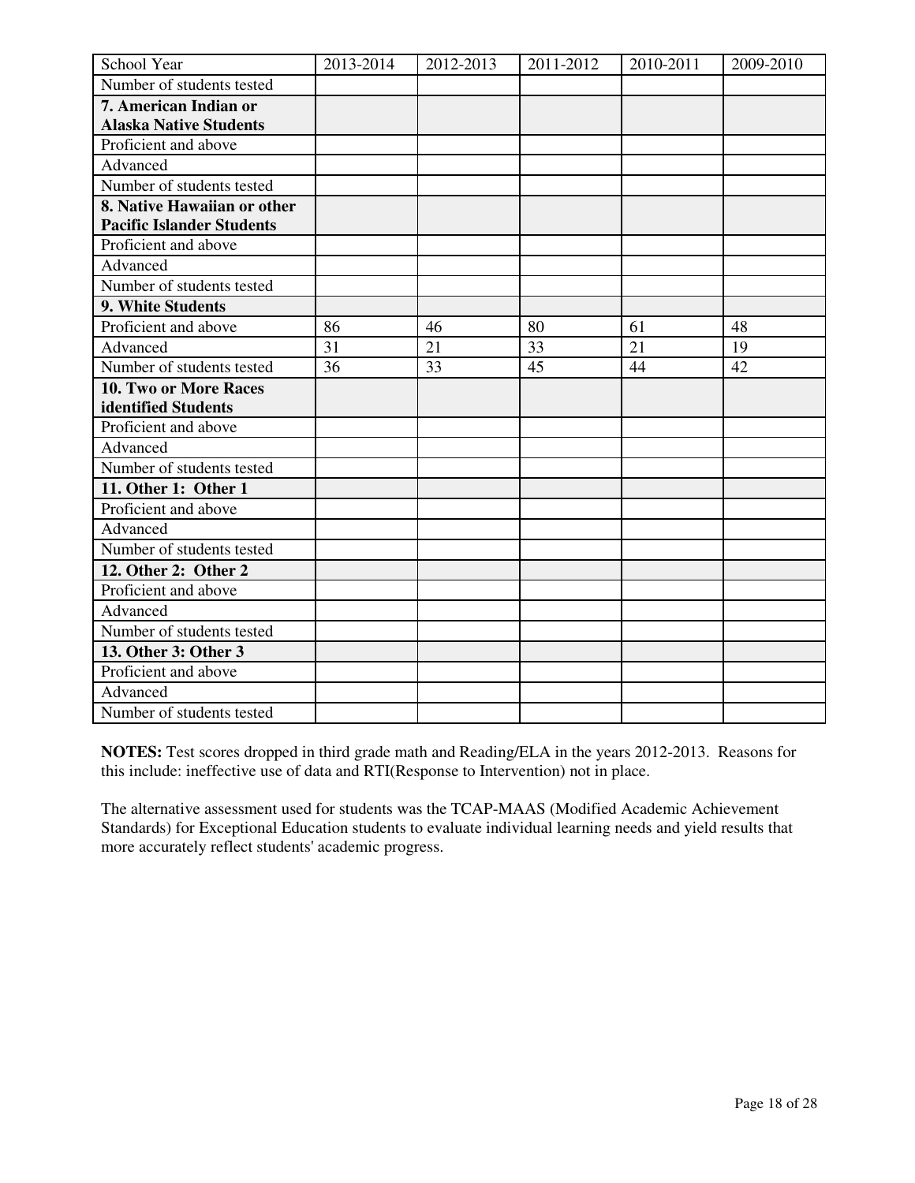| School Year | 2013-2014 | 2012-2013 | 2011-2012 | 2010-2011 | 2009-2010 |
|---|---|---|---|---|---|
| Number of students tested | | | | | |
| **7. American Indian or Alaska Native Students** | | | | | |
| Proficient and above | | | | | |
| Advanced | | | | | |
| Number of students tested | | | | | |
| **8. Native Hawaiian or other Pacific Islander Students** | | | | | |
| Proficient and above | | | | | |
| Advanced | | | | | |
| Number of students tested | | | | | |
| **9. White Students** | | | | | |
| Proficient and above | 86 | 46 | 80 | 61 | 48 |
| Advanced | 31 | 21 | 33 | 21 | 19 |
| Number of students tested | 36 | 33 | 45 | 44 | 42 |
| **10. Two or More Races identified Students** | | | | | |
| Proficient and above | | | | | |
| Advanced | | | | | |
| Number of students tested | | | | | |
| **11. Other 1: Other 1** | | | | | |
| Proficient and above | | | | | |
| Advanced | | | | | |
| Number of students tested | | | | | |
| **12. Other 2: Other 2** | | | | | |
| Proficient and above | | | | | |
| Advanced | | | | | |
| Number of students tested | | | | | |
| **13. Other 3: Other 3** | | | | | |
| Proficient and above | | | | | |
| Advanced | | | | | |
| Number of students tested | | | | | |

**NOTES:** Test scores dropped in third grade math and Reading/ELA in the years 2012-2013. Reasons for this include: ineffective use of data and RTI(Response to Intervention) not in place.

The alternative assessment used for students was the TCAP-MAAS (Modified Academic Achievement Standards) for Exceptional Education students to evaluate individual learning needs and yield results that more accurately reflect students' academic progress.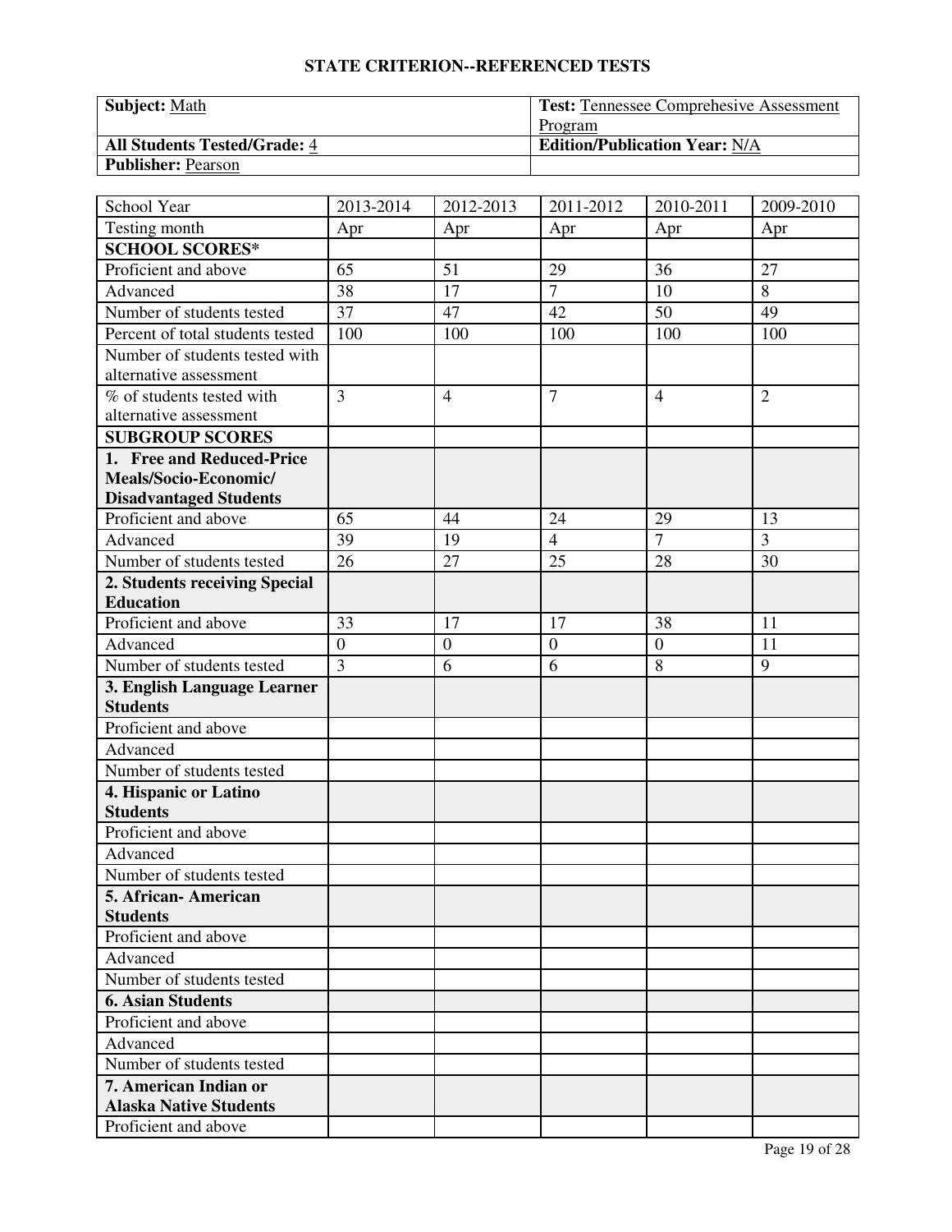## STATE CRITERION--REFERENCED TESTS

| **Subject:** Math | **Test:** Tennessee Comprehesive Assessment Program |
|---|---|
| **All Students Tested/Grade:** 4 | **Edition/Publication Year:** N/A |
| **Publisher:** Pearson | |

| School Year | 2013-2014 | 2012-2013 | 2011-2012 | 2010-2011 | 2009-2010 |
|---|---|---|---|---|---|
| Testing month | Apr | Apr | Apr | Apr | Apr |
| **SCHOOL SCORES*** | | | | | |
| Proficient and above | 65 | 51 | 29 | 36 | 27 |
| Advanced | 38 | 17 | 7 | 10 | 8 |
| Number of students tested | 37 | 47 | 42 | 50 | 49 |
| Percent of total students tested | 100 | 100 | 100 | 100 | 100 |
| Number of students tested with alternative assessment | | | | | |
| % of students tested with alternative assessment | 3 | 4 | 7 | 4 | 2 |
| **SUBGROUP SCORES** | | | | | |
| **1. Free and Reduced-Price Meals/Socio-Economic/ Disadvantaged Students** | | | | | |
| Proficient and above | 65 | 44 | 24 | 29 | 13 |
| Advanced | 39 | 19 | 4 | 7 | 3 |
| Number of students tested | 26 | 27 | 25 | 28 | 30 |
| **2. Students receiving Special Education** | | | | | |
| Proficient and above | 33 | 17 | 17 | 38 | 11 |
| Advanced | 0 | 0 | 0 | 0 | 11 |
| Number of students tested | 3 | 6 | 6 | 8 | 9 |
| **3. English Language Learner Students** | | | | | |
| Proficient and above | | | | | |
| Advanced | | | | | |
| Number of students tested | | | | | |
| **4. Hispanic or Latino Students** | | | | | |
| Proficient and above | | | | | |
| Advanced | | | | | |
| Number of students tested | | | | | |
| **5. African- American Students** | | | | | |
| Proficient and above | | | | | |
| Advanced | | | | | |
| Number of students tested | | | | | |
| **6. Asian Students** | | | | | |
| Proficient and above | | | | | |
| Advanced | | | | | |
| Number of students tested | | | | | |
| **7. American Indian or Alaska Native Students** | | | | | |
| Proficient and above | | | | | |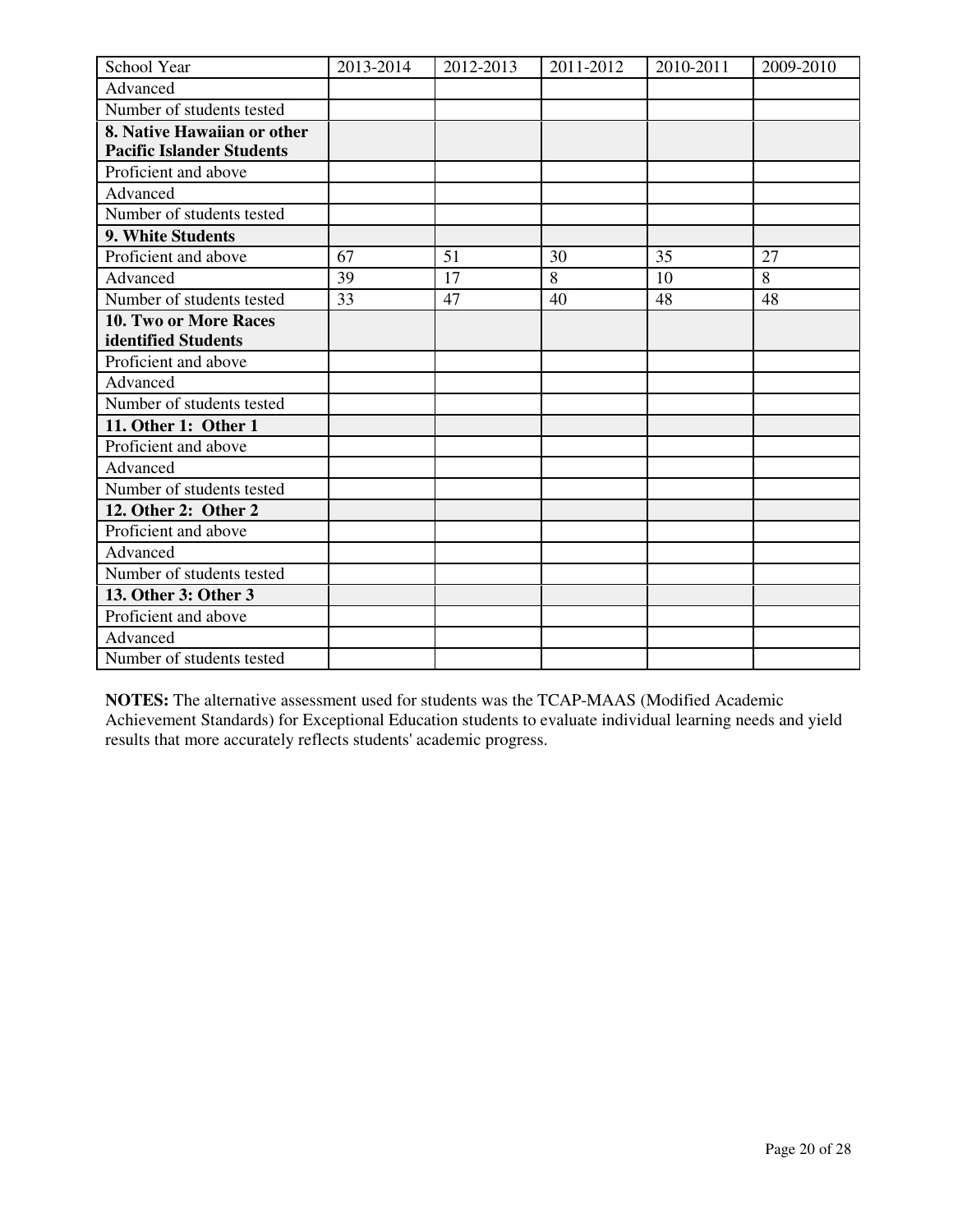| School Year | 2013-2014 | 2012-2013 | 2011-2012 | 2010-2011 | 2009-2010 |
|---|---|---|---|---|---|
| Advanced | | | | | |
| Number of students tested | | | | | |
| **8. Native Hawaiian or other Pacific Islander Students** | | | | | |
| Proficient and above | | | | | |
| Advanced | | | | | |
| Number of students tested | | | | | |
| **9. White Students** | | | | | |
| Proficient and above | 67 | 51 | 30 | 35 | 27 |
| Advanced | 39 | 17 | 8 | 10 | 8 |
| Number of students tested | 33 | 47 | 40 | 48 | 48 |
| **10. Two or More Races identified Students** | | | | | |
| Proficient and above | | | | | |
| Advanced | | | | | |
| Number of students tested | | | | | |
| **11. Other 1: Other 1** | | | | | |
| Proficient and above | | | | | |
| Advanced | | | | | |
| Number of students tested | | | | | |
| **12. Other 2: Other 2** | | | | | |
| Proficient and above | | | | | |
| Advanced | | | | | |
| Number of students tested | | | | | |
| **13. Other 3: Other 3** | | | | | |
| Proficient and above | | | | | |
| Advanced | | | | | |
| Number of students tested | | | | | |

**NOTES:** The alternative assessment used for students was the TCAP-MAAS (Modified Academic Achievement Standards) for Exceptional Education students to evaluate individual learning needs and yield results that more accurately reflects students' academic progress.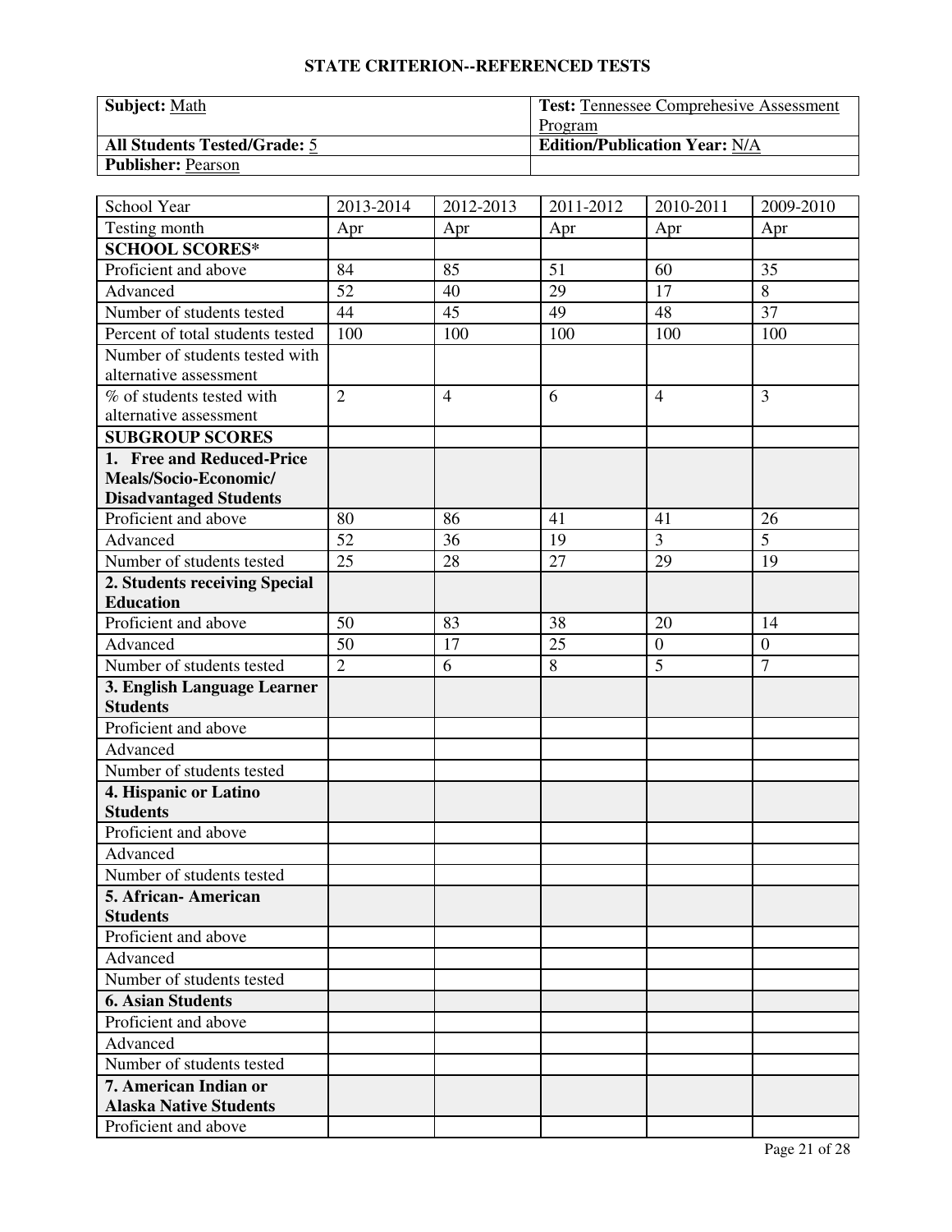## STATE CRITERION--REFERENCED TESTS

| **Subject:** Math | **Test:** Tennessee Comprehesive Assessment Program |
|---|---|
| **All Students Tested/Grade:** 5 | **Edition/Publication Year:** N/A |
| **Publisher:** Pearson | |

| School Year | 2013-2014 | 2012-2013 | 2011-2012 | 2010-2011 | 2009-2010 |
|---|---|---|---|---|---|
| Testing month | Apr | Apr | Apr | Apr | Apr |
| **SCHOOL SCORES*** | | | | | |
| Proficient and above | 84 | 85 | 51 | 60 | 35 |
| Advanced | 52 | 40 | 29 | 17 | 8 |
| Number of students tested | 44 | 45 | 49 | 48 | 37 |
| Percent of total students tested | 100 | 100 | 100 | 100 | 100 |
| Number of students tested with alternative assessment | | | | | |
| % of students tested with alternative assessment | 2 | 4 | 6 | 4 | 3 |
| **SUBGROUP SCORES** | | | | | |
| **1. Free and Reduced-Price Meals/Socio-Economic/ Disadvantaged Students** | | | | | |
| Proficient and above | 80 | 86 | 41 | 41 | 26 |
| Advanced | 52 | 36 | 19 | 3 | 5 |
| Number of students tested | 25 | 28 | 27 | 29 | 19 |
| **2. Students receiving Special Education** | | | | | |
| Proficient and above | 50 | 83 | 38 | 20 | 14 |
| Advanced | 50 | 17 | 25 | 0 | 0 |
| Number of students tested | 2 | 6 | 8 | 5 | 7 |
| **3. English Language Learner Students** | | | | | |
| Proficient and above | | | | | |
| Advanced | | | | | |
| Number of students tested | | | | | |
| **4. Hispanic or Latino Students** | | | | | |
| Proficient and above | | | | | |
| Advanced | | | | | |
| Number of students tested | | | | | |
| **5. African- American Students** | | | | | |
| Proficient and above | | | | | |
| Advanced | | | | | |
| Number of students tested | | | | | |
| **6. Asian Students** | | | | | |
| Proficient and above | | | | | |
| Advanced | | | | | |
| Number of students tested | | | | | |
| **7. American Indian or Alaska Native Students** | | | | | |
| Proficient and above | | | | | |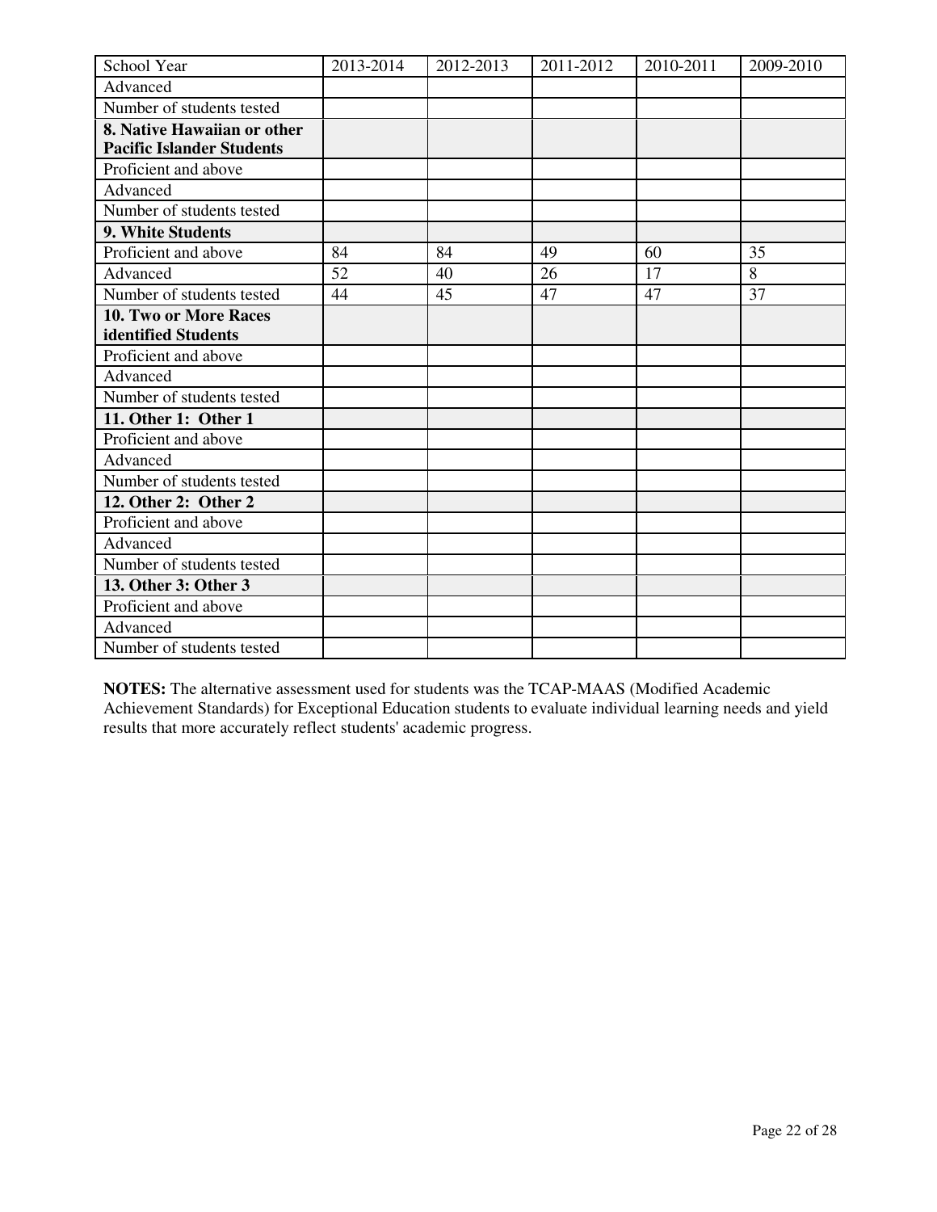| School Year | 2013-2014 | 2012-2013 | 2011-2012 | 2010-2011 | 2009-2010 |
| --- | --- | --- | --- | --- | --- |
| Advanced | | | | | |
| Number of students tested | | | | | |
| **8. Native Hawaiian or other Pacific Islander Students** | | | | | |
| Proficient and above | | | | | |
| Advanced | | | | | |
| Number of students tested | | | | | |
| **9. White Students** | | | | | |
| Proficient and above | 84 | 84 | 49 | 60 | 35 |
| Advanced | 52 | 40 | 26 | 17 | 8 |
| Number of students tested | 44 | 45 | 47 | 47 | 37 |
| **10. Two or More Races identified Students** | | | | | |
| Proficient and above | | | | | |
| Advanced | | | | | |
| Number of students tested | | | | | |
| **11. Other 1: Other 1** | | | | | |
| Proficient and above | | | | | |
| Advanced | | | | | |
| Number of students tested | | | | | |
| **12. Other 2: Other 2** | | | | | |
| Proficient and above | | | | | |
| Advanced | | | | | |
| Number of students tested | | | | | |
| **13. Other 3: Other 3** | | | | | |
| Proficient and above | | | | | |
| Advanced | | | | | |
| Number of students tested | | | | | |

**NOTES:** The alternative assessment used for students was the TCAP-MAAS (Modified Academic Achievement Standards) for Exceptional Education students to evaluate individual learning needs and yield results that more accurately reflect students' academic progress.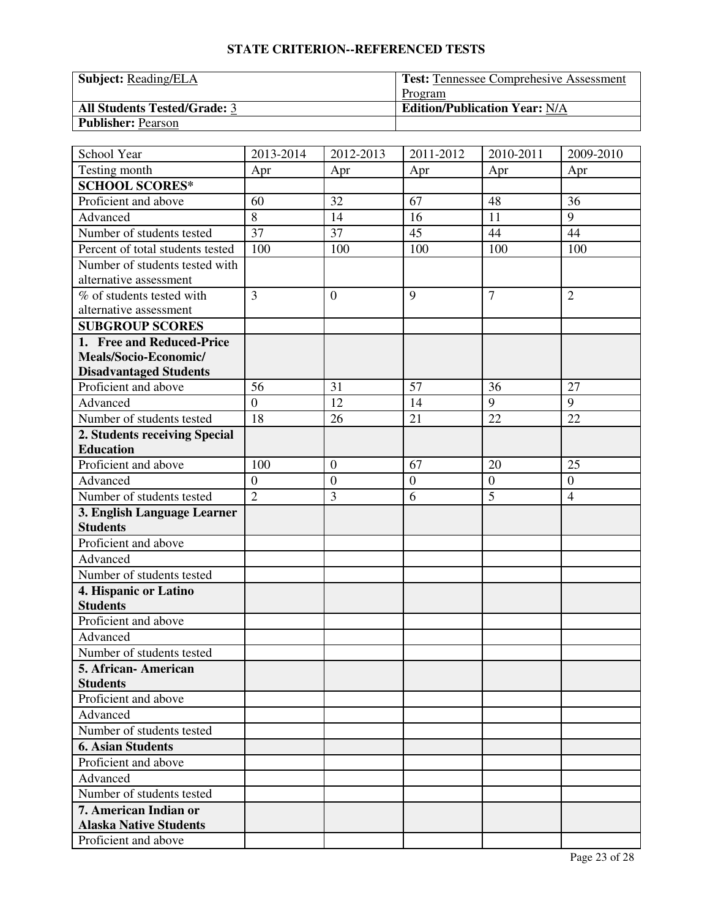## STATE CRITERION--REFERENCED TESTS

| Subject: Reading/ELA | Test: Tennessee Comprehesive Assessment Program |
|---|---|
| All Students Tested/Grade: 3 | Edition/Publication Year: N/A |
| Publisher: Pearson | |

| School Year | 2013-2014 | 2012-2013 | 2011-2012 | 2010-2011 | 2009-2010 |
|---|---|---|---|---|---|
| Testing month | Apr | Apr | Apr | Apr | Apr |
| **SCHOOL SCORES*** | | | | | |
| Proficient and above | 60 | 32 | 67 | 48 | 36 |
| Advanced | 8 | 14 | 16 | 11 | 9 |
| Number of students tested | 37 | 37 | 45 | 44 | 44 |
| Percent of total students tested | 100 | 100 | 100 | 100 | 100 |
| Number of students tested with alternative assessment | | | | | |
| % of students tested with alternative assessment | 3 | 0 | 9 | 7 | 2 |
| **SUBGROUP SCORES** | | | | | |
| **1. Free and Reduced-Price Meals/Socio-Economic/ Disadvantaged Students** | | | | | |
| Proficient and above | 56 | 31 | 57 | 36 | 27 |
| Advanced | 0 | 12 | 14 | 9 | 9 |
| Number of students tested | 18 | 26 | 21 | 22 | 22 |
| **2. Students receiving Special Education** | | | | | |
| Proficient and above | 100 | 0 | 67 | 20 | 25 |
| Advanced | 0 | 0 | 0 | 0 | 0 |
| Number of students tested | 2 | 3 | 6 | 5 | 4 |
| **3. English Language Learner Students** | | | | | |
| Proficient and above | | | | | |
| Advanced | | | | | |
| Number of students tested | | | | | |
| **4. Hispanic or Latino Students** | | | | | |
| Proficient and above | | | | | |
| Advanced | | | | | |
| Number of students tested | | | | | |
| **5. African- American Students** | | | | | |
| Proficient and above | | | | | |
| Advanced | | | | | |
| Number of students tested | | | | | |
| **6. Asian Students** | | | | | |
| Proficient and above | | | | | |
| Advanced | | | | | |
| Number of students tested | | | | | |
| **7. American Indian or Alaska Native Students** | | | | | |
| Proficient and above | | | | | |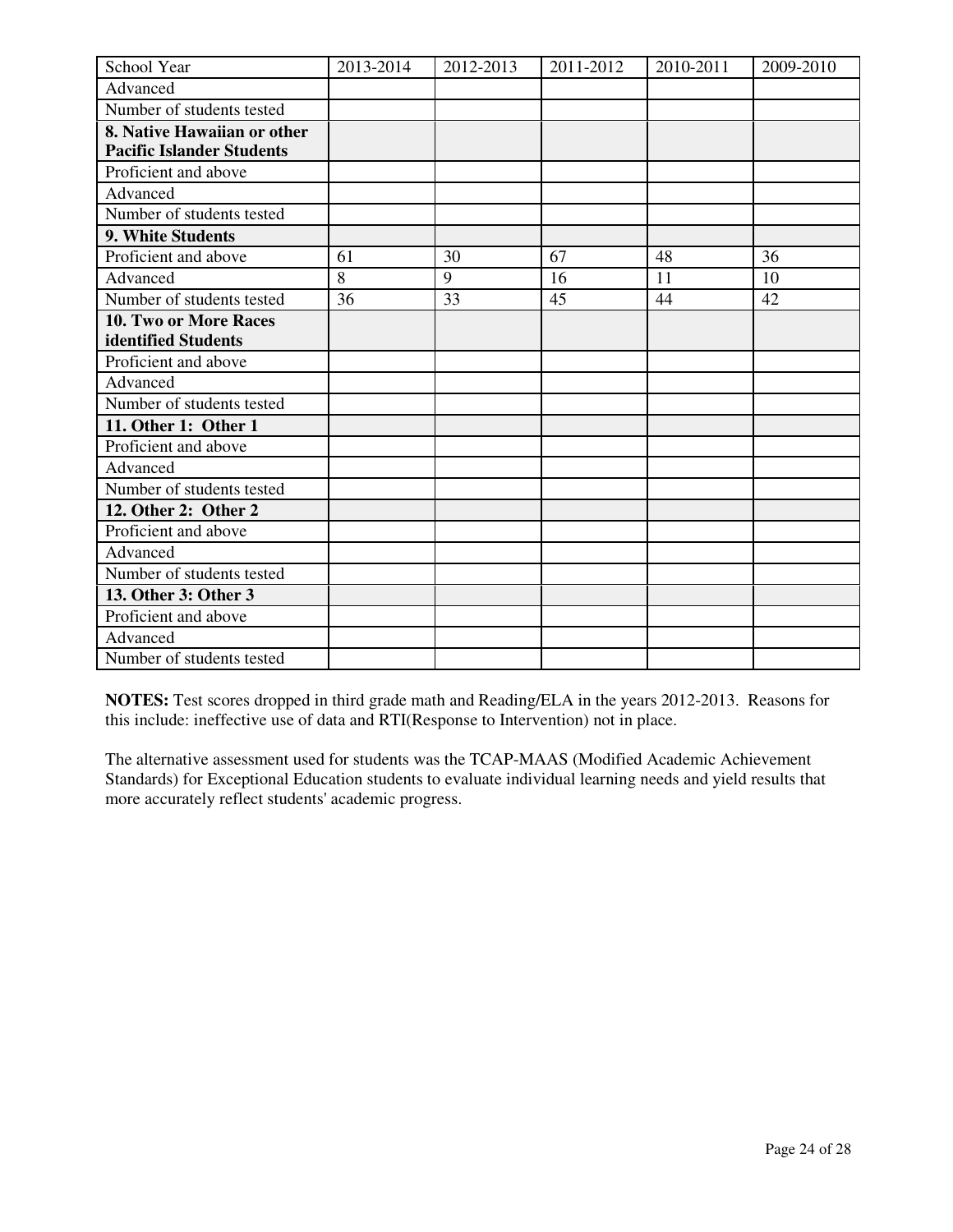| School Year | 2013-2014 | 2012-2013 | 2011-2012 | 2010-2011 | 2009-2010 |
| --- | --- | --- | --- | --- | --- |
| Advanced | | | | | |
| Number of students tested | | | | | |
| **8. Native Hawaiian or other Pacific Islander Students** | | | | | |
| Proficient and above | | | | | |
| Advanced | | | | | |
| Number of students tested | | | | | |
| **9. White Students** | | | | | |
| Proficient and above | 61 | 30 | 67 | 48 | 36 |
| Advanced | 8 | 9 | 16 | 11 | 10 |
| Number of students tested | 36 | 33 | 45 | 44 | 42 |
| **10. Two or More Races identified Students** | | | | | |
| Proficient and above | | | | | |
| Advanced | | | | | |
| Number of students tested | | | | | |
| **11. Other 1: Other 1** | | | | | |
| Proficient and above | | | | | |
| Advanced | | | | | |
| Number of students tested | | | | | |
| **12. Other 2: Other 2** | | | | | |
| Proficient and above | | | | | |
| Advanced | | | | | |
| Number of students tested | | | | | |
| **13. Other 3: Other 3** | | | | | |
| Proficient and above | | | | | |
| Advanced | | | | | |
| Number of students tested | | | | | |

**NOTES:** Test scores dropped in third grade math and Reading/ELA in the years 2012-2013. Reasons for this include: ineffective use of data and RTI(Response to Intervention) not in place.

The alternative assessment used for students was the TCAP-MAAS (Modified Academic Achievement Standards) for Exceptional Education students to evaluate individual learning needs and yield results that more accurately reflect students' academic progress.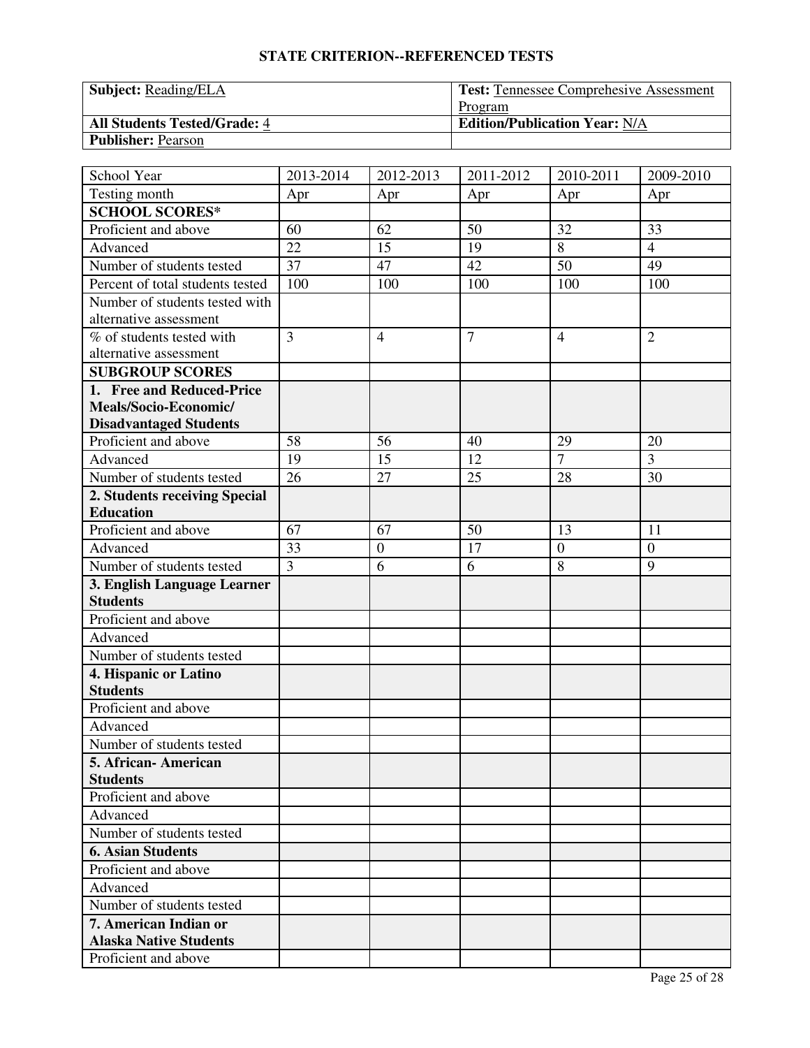## STATE CRITERION--REFERENCED TESTS

| **Subject:** Reading/ELA | **Test:** Tennessee Comprehesive Assessment Program |
|---|---|
| **All Students Tested/Grade:** 4 | **Edition/Publication Year:** N/A |
| **Publisher:** Pearson | |

| School Year | 2013-2014 | 2012-2013 | 2011-2012 | 2010-2011 | 2009-2010 |
|---|---|---|---|---|---|
| Testing month | Apr | Apr | Apr | Apr | Apr |
| **SCHOOL SCORES*** | | | | | |
| Proficient and above | 60 | 62 | 50 | 32 | 33 |
| Advanced | 22 | 15 | 19 | 8 | 4 |
| Number of students tested | 37 | 47 | 42 | 50 | 49 |
| Percent of total students tested | 100 | 100 | 100 | 100 | 100 |
| Number of students tested with alternative assessment | | | | | |
| % of students tested with alternative assessment | 3 | 4 | 7 | 4 | 2 |
| **SUBGROUP SCORES** | | | | | |
| **1. Free and Reduced-Price Meals/Socio-Economic/ Disadvantaged Students** | | | | | |
| Proficient and above | 58 | 56 | 40 | 29 | 20 |
| Advanced | 19 | 15 | 12 | 7 | 3 |
| Number of students tested | 26 | 27 | 25 | 28 | 30 |
| **2. Students receiving Special Education** | | | | | |
| Proficient and above | 67 | 67 | 50 | 13 | 11 |
| Advanced | 33 | 0 | 17 | 0 | 0 |
| Number of students tested | 3 | 6 | 6 | 8 | 9 |
| **3. English Language Learner Students** | | | | | |
| Proficient and above | | | | | |
| Advanced | | | | | |
| Number of students tested | | | | | |
| **4. Hispanic or Latino Students** | | | | | |
| Proficient and above | | | | | |
| Advanced | | | | | |
| Number of students tested | | | | | |
| **5. African- American Students** | | | | | |
| Proficient and above | | | | | |
| Advanced | | | | | |
| Number of students tested | | | | | |
| **6. Asian Students** | | | | | |
| Proficient and above | | | | | |
| Advanced | | | | | |
| Number of students tested | | | | | |
| **7. American Indian or Alaska Native Students** | | | | | |
| Proficient and above | | | | | |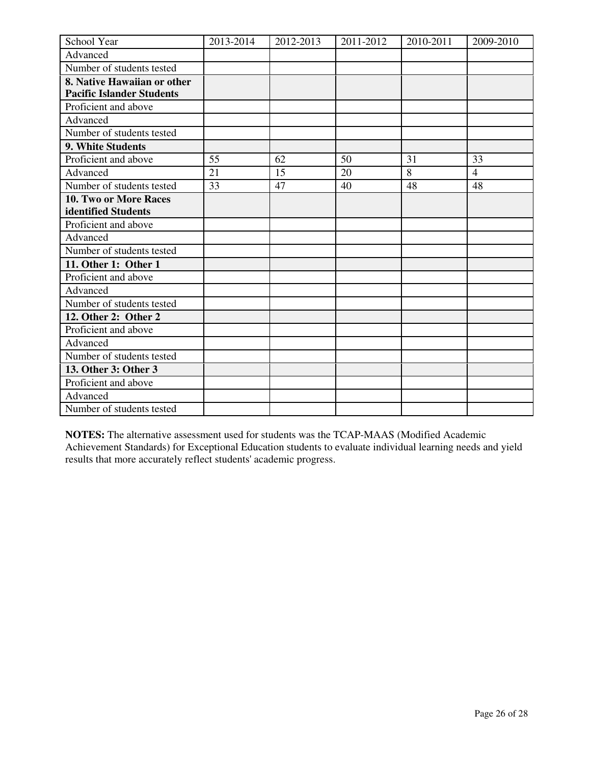| School Year | 2013-2014 | 2012-2013 | 2011-2012 | 2010-2011 | 2009-2010 |
|---|---|---|---|---|---|
| Advanced | | | | | |
| Number of students tested | | | | | |
| **8. Native Hawaiian or other Pacific Islander Students** | | | | | |
| Proficient and above | | | | | |
| Advanced | | | | | |
| Number of students tested | | | | | |
| **9. White Students** | | | | | |
| Proficient and above | 55 | 62 | 50 | 31 | 33 |
| Advanced | 21 | 15 | 20 | 8 | 4 |
| Number of students tested | 33 | 47 | 40 | 48 | 48 |
| **10. Two or More Races identified Students** | | | | | |
| Proficient and above | | | | | |
| Advanced | | | | | |
| Number of students tested | | | | | |
| **11. Other 1: Other 1** | | | | | |
| Proficient and above | | | | | |
| Advanced | | | | | |
| Number of students tested | | | | | |
| **12. Other 2: Other 2** | | | | | |
| Proficient and above | | | | | |
| Advanced | | | | | |
| Number of students tested | | | | | |
| **13. Other 3: Other 3** | | | | | |
| Proficient and above | | | | | |
| Advanced | | | | | |
| Number of students tested | | | | | |

**NOTES:** The alternative assessment used for students was the TCAP-MAAS (Modified Academic Achievement Standards) for Exceptional Education students to evaluate individual learning needs and yield results that more accurately reflect students' academic progress.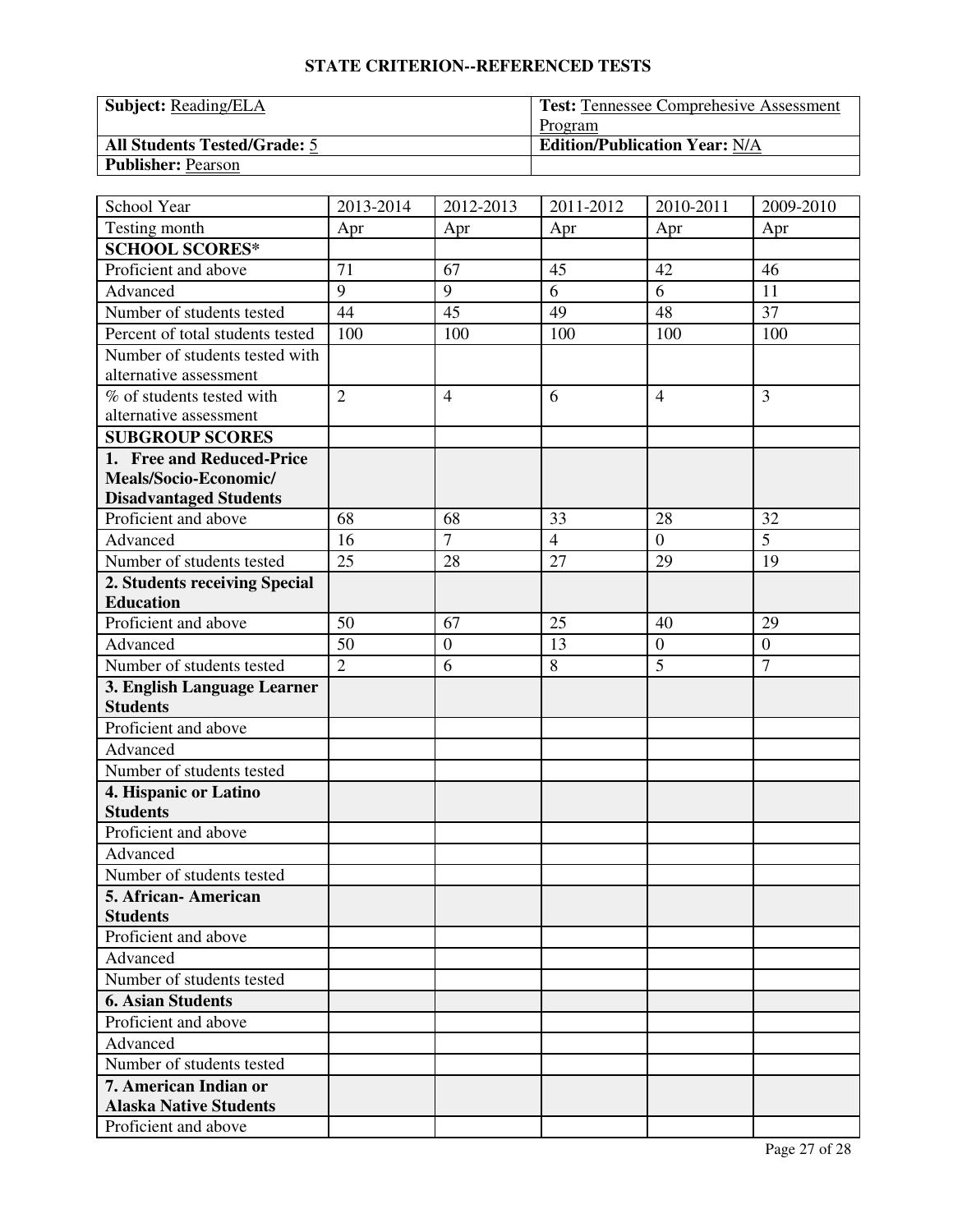## STATE CRITERION--REFERENCED TESTS

| **Subject:** Reading/ELA | **Test:** Tennessee Comprehesive Assessment Program |
|---|---|
| **All Students Tested/Grade:** 5 | **Edition/Publication Year:** N/A |
| **Publisher:** Pearson | |

| School Year | 2013-2014 | 2012-2013 | 2011-2012 | 2010-2011 | 2009-2010 |
|---|---|---|---|---|---|
| Testing month | Apr | Apr | Apr | Apr | Apr |
| **SCHOOL SCORES*** | | | | | |
| Proficient and above | 71 | 67 | 45 | 42 | 46 |
| Advanced | 9 | 9 | 6 | 6 | 11 |
| Number of students tested | 44 | 45 | 49 | 48 | 37 |
| Percent of total students tested | 100 | 100 | 100 | 100 | 100 |
| Number of students tested with alternative assessment | | | | | |
| % of students tested with alternative assessment | 2 | 4 | 6 | 4 | 3 |
| **SUBGROUP SCORES** | | | | | |
| **1. Free and Reduced-Price Meals/Socio-Economic/ Disadvantaged Students** | | | | | |
| Proficient and above | 68 | 68 | 33 | 28 | 32 |
| Advanced | 16 | 7 | 4 | 0 | 5 |
| Number of students tested | 25 | 28 | 27 | 29 | 19 |
| **2. Students receiving Special Education** | | | | | |
| Proficient and above | 50 | 67 | 25 | 40 | 29 |
| Advanced | 50 | 0 | 13 | 0 | 0 |
| Number of students tested | 2 | 6 | 8 | 5 | 7 |
| **3. English Language Learner Students** | | | | | |
| Proficient and above | | | | | |
| Advanced | | | | | |
| Number of students tested | | | | | |
| **4. Hispanic or Latino Students** | | | | | |
| Proficient and above | | | | | |
| Advanced | | | | | |
| Number of students tested | | | | | |
| **5. African- American Students** | | | | | |
| Proficient and above | | | | | |
| Advanced | | | | | |
| Number of students tested | | | | | |
| **6. Asian Students** | | | | | |
| Proficient and above | | | | | |
| Advanced | | | | | |
| Number of students tested | | | | | |
| **7. American Indian or Alaska Native Students** | | | | | |
| Proficient and above | | | | | |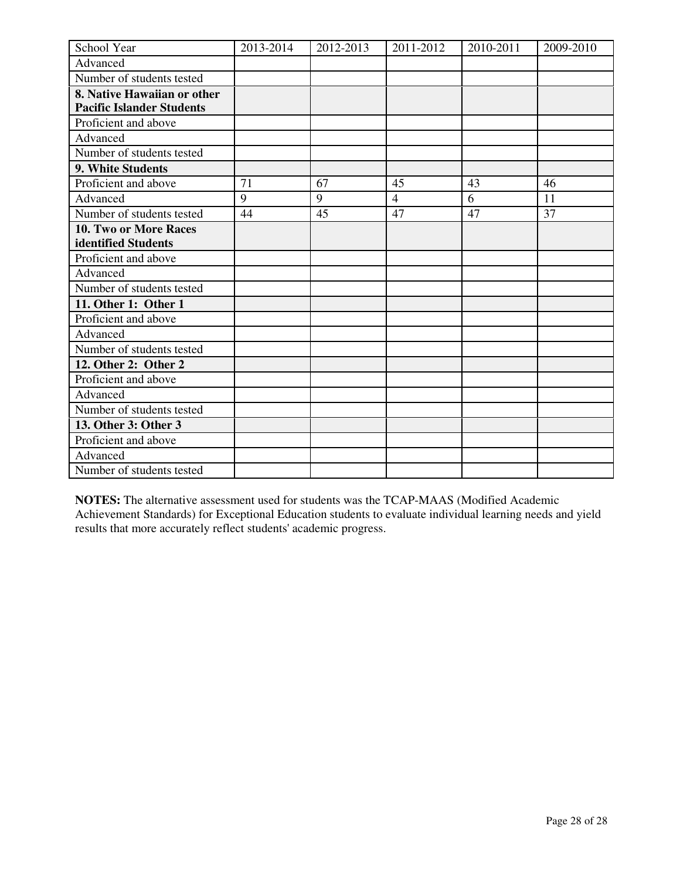| School Year | 2013-2014 | 2012-2013 | 2011-2012 | 2010-2011 | 2009-2010 |
|---|---|---|---|---|---|
| Advanced | | | | | |
| Number of students tested | | | | | |
| **8. Native Hawaiian or other Pacific Islander Students** | | | | | |
| Proficient and above | | | | | |
| Advanced | | | | | |
| Number of students tested | | | | | |
| **9. White Students** | | | | | |
| Proficient and above | 71 | 67 | 45 | 43 | 46 |
| Advanced | 9 | 9 | 4 | 6 | 11 |
| Number of students tested | 44 | 45 | 47 | 47 | 37 |
| **10. Two or More Races identified Students** | | | | | |
| Proficient and above | | | | | |
| Advanced | | | | | |
| Number of students tested | | | | | |
| **11. Other 1: Other 1** | | | | | |
| Proficient and above | | | | | |
| Advanced | | | | | |
| Number of students tested | | | | | |
| **12. Other 2: Other 2** | | | | | |
| Proficient and above | | | | | |
| Advanced | | | | | |
| Number of students tested | | | | | |
| **13. Other 3: Other 3** | | | | | |
| Proficient and above | | | | | |
| Advanced | | | | | |
| Number of students tested | | | | | |

**NOTES:** The alternative assessment used for students was the TCAP-MAAS (Modified Academic Achievement Standards) for Exceptional Education students to evaluate individual learning needs and yield results that more accurately reflect students' academic progress.